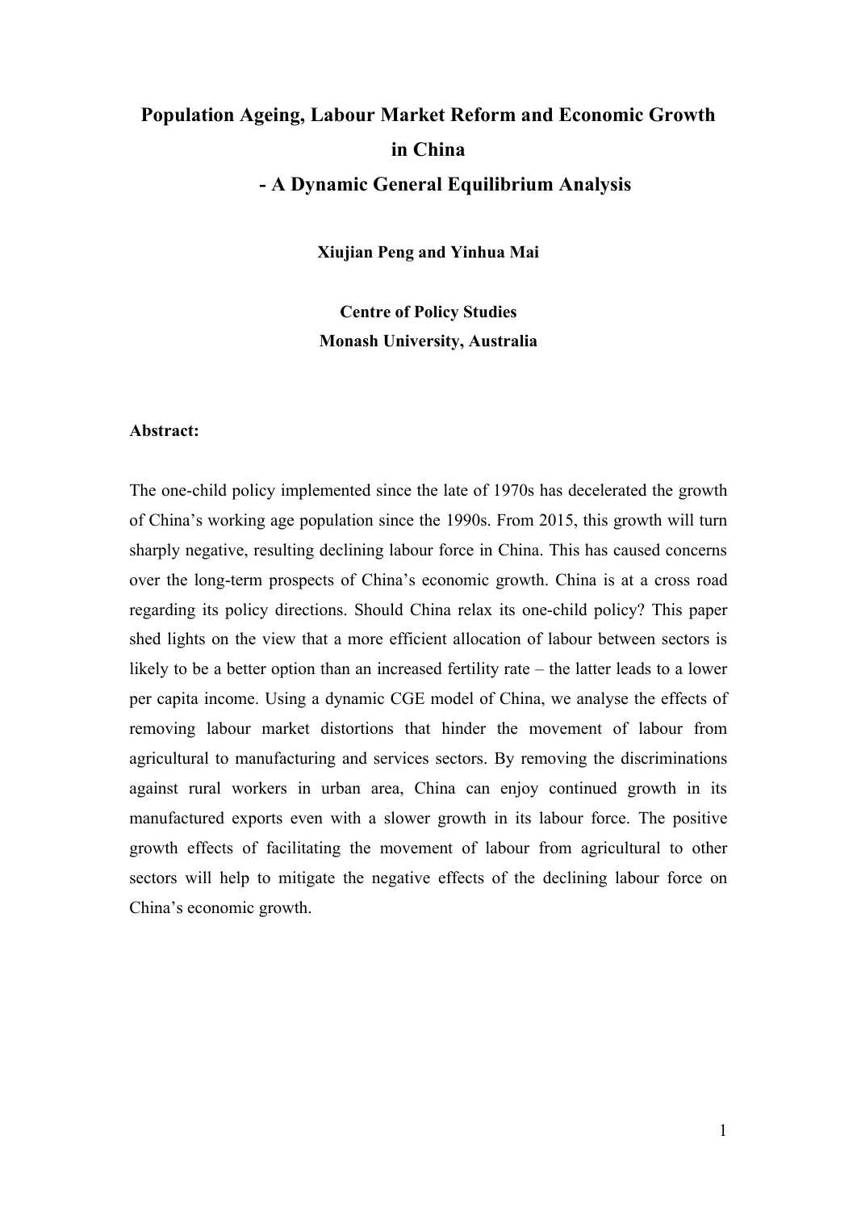# Population Ageing, Labour Market Reform and Economic Growth in China
## - A Dynamic General Equilibrium Analysis

**Xiujian Peng and Yinhua Mai**

**Centre of Policy Studies**
**Monash University, Australia**

**Abstract:**

The one-child policy implemented since the late of 1970s has decelerated the growth of China's working age population since the 1990s. From 2015, this growth will turn sharply negative, resulting declining labour force in China. This has caused concerns over the long-term prospects of China's economic growth. China is at a cross road regarding its policy directions. Should China relax its one-child policy? This paper shed lights on the view that a more efficient allocation of labour between sectors is likely to be a better option than an increased fertility rate – the latter leads to a lower per capita income. Using a dynamic CGE model of China, we analyse the effects of removing labour market distortions that hinder the movement of labour from agricultural to manufacturing and services sectors. By removing the discriminations against rural workers in urban area, China can enjoy continued growth in its manufactured exports even with a slower growth in its labour force. The positive growth effects of facilitating the movement of labour from agricultural to other sectors will help to mitigate the negative effects of the declining labour force on China's economic growth.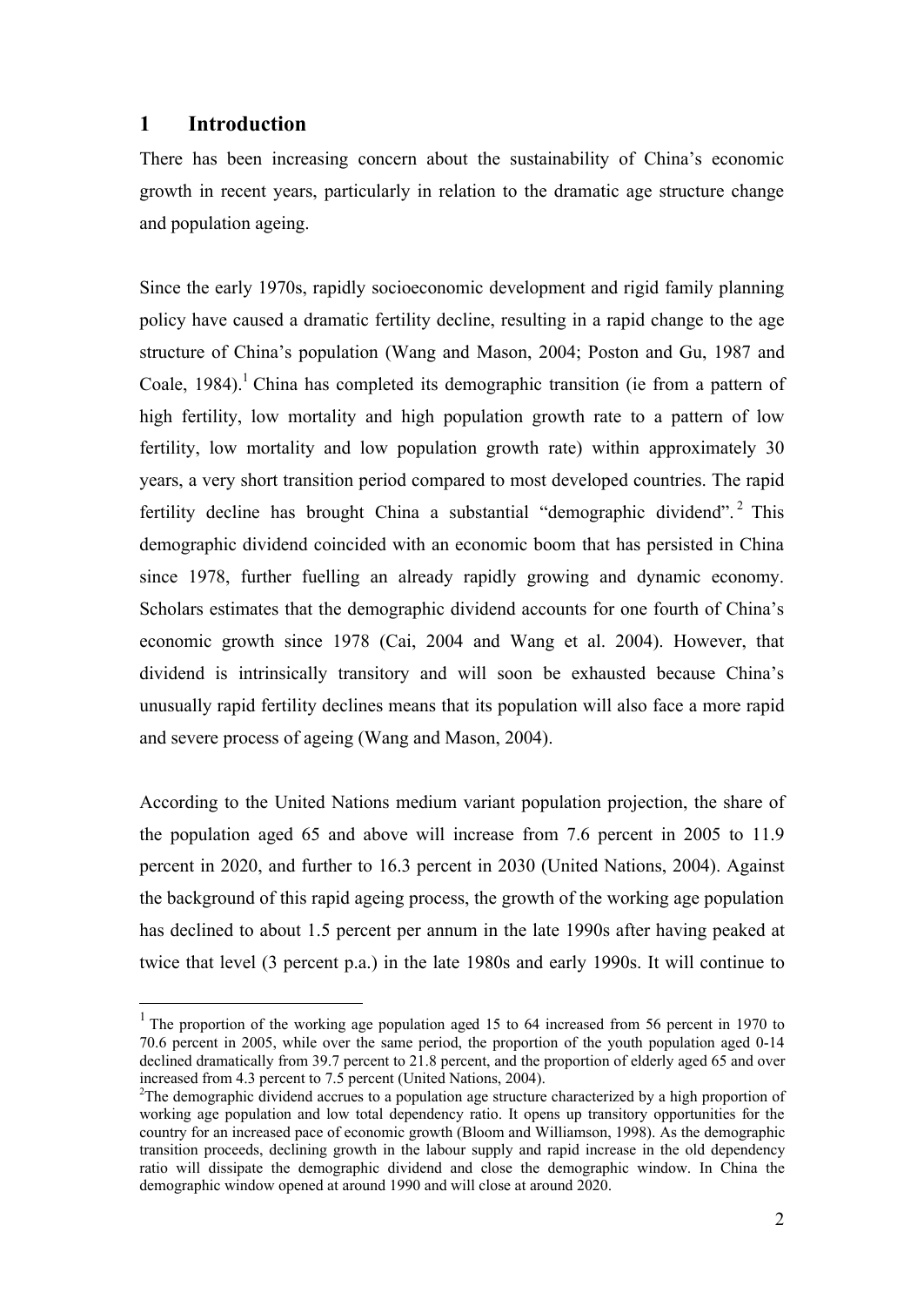# 1 Introduction

There has been increasing concern about the sustainability of China's economic growth in recent years, particularly in relation to the dramatic age structure change and population ageing.

Since the early 1970s, rapidly socioeconomic development and rigid family planning policy have caused a dramatic fertility decline, resulting in a rapid change to the age structure of China's population (Wang and Mason, 2004; Poston and Gu, 1987 and Coale, 1984).[1] China has completed its demographic transition (ie from a pattern of high fertility, low mortality and high population growth rate to a pattern of low fertility, low mortality and low population growth rate) within approximately 30 years, a very short transition period compared to most developed countries. The rapid fertility decline has brought China a substantial "demographic dividend".[2] This demographic dividend coincided with an economic boom that has persisted in China since 1978, further fuelling an already rapidly growing and dynamic economy. Scholars estimates that the demographic dividend accounts for one fourth of China's economic growth since 1978 (Cai, 2004 and Wang et al. 2004). However, that dividend is intrinsically transitory and will soon be exhausted because China's unusually rapid fertility declines means that its population will also face a more rapid and severe process of ageing (Wang and Mason, 2004).

According to the United Nations medium variant population projection, the share of the population aged 65 and above will increase from 7.6 percent in 2005 to 11.9 percent in 2020, and further to 16.3 percent in 2030 (United Nations, 2004). Against the background of this rapid ageing process, the growth of the working age population has declined to about 1.5 percent per annum in the late 1990s after having peaked at twice that level (3 percent p.a.) in the late 1980s and early 1990s. It will continue to

---

[1] The proportion of the working age population aged 15 to 64 increased from 56 percent in 1970 to 70.6 percent in 2005, while over the same period, the proportion of the youth population aged 0-14 declined dramatically from 39.7 percent to 21.8 percent, and the proportion of elderly aged 65 and over increased from 4.3 percent to 7.5 percent (United Nations, 2004).

[2] The demographic dividend accrues to a population age structure characterized by a high proportion of working age population and low total dependency ratio. It opens up transitory opportunities for the country for an increased pace of economic growth (Bloom and Williamson, 1998). As the demographic transition proceeds, declining growth in the labour supply and rapid increase in the old dependency ratio will dissipate the demographic dividend and close the demographic window. In China the demographic window opened at around 1990 and will close at around 2020.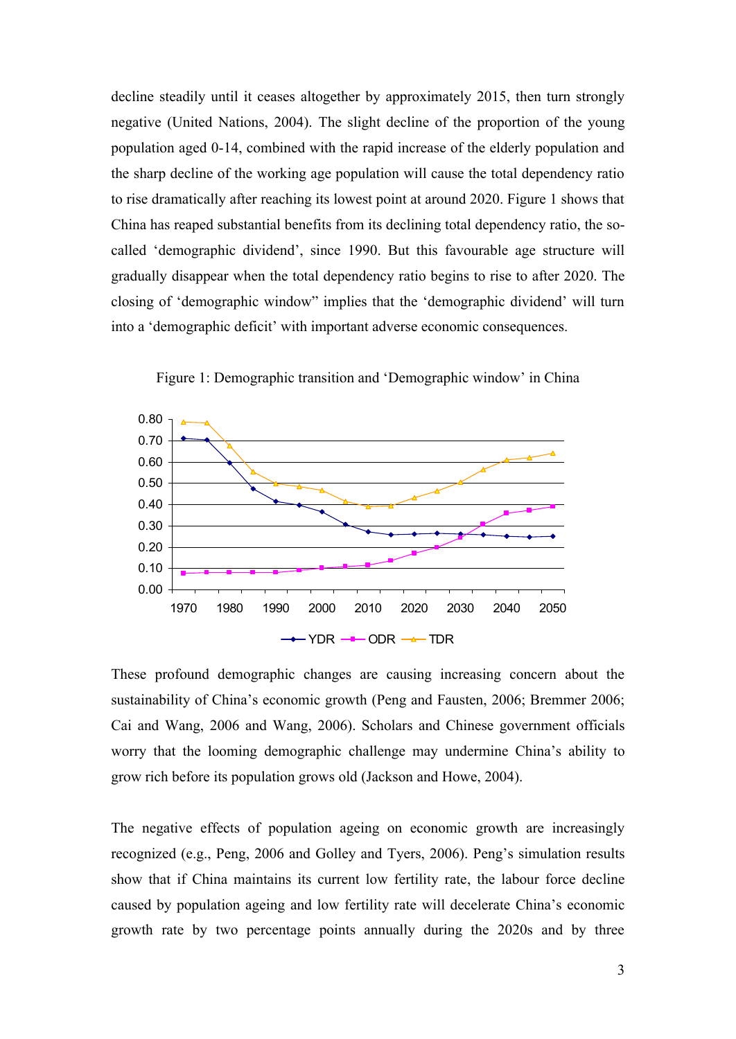decline steadily until it ceases altogether by approximately 2015, then turn strongly negative (United Nations, 2004). The slight decline of the proportion of the young population aged 0-14, combined with the rapid increase of the elderly population and the sharp decline of the working age population will cause the total dependency ratio to rise dramatically after reaching its lowest point at around 2020. Figure 1 shows that China has reaped substantial benefits from its declining total dependency ratio, the so-called 'demographic dividend', since 1990. But this favourable age structure will gradually disappear when the total dependency ratio begins to rise to after 2020. The closing of 'demographic window" implies that the 'demographic dividend' will turn into a 'demographic deficit' with important adverse economic consequences.

Figure 1: Demographic transition and 'Demographic window' in China

These profound demographic changes are causing increasing concern about the sustainability of China's economic growth (Peng and Fausten, 2006; Bremmer 2006; Cai and Wang, 2006 and Wang, 2006). Scholars and Chinese government officials worry that the looming demographic challenge may undermine China's ability to grow rich before its population grows old (Jackson and Howe, 2004).

The negative effects of population ageing on economic growth are increasingly recognized (e.g., Peng, 2006 and Golley and Tyers, 2006). Peng's simulation results show that if China maintains its current low fertility rate, the labour force decline caused by population ageing and low fertility rate will decelerate China's economic growth rate by two percentage points annually during the 2020s and by three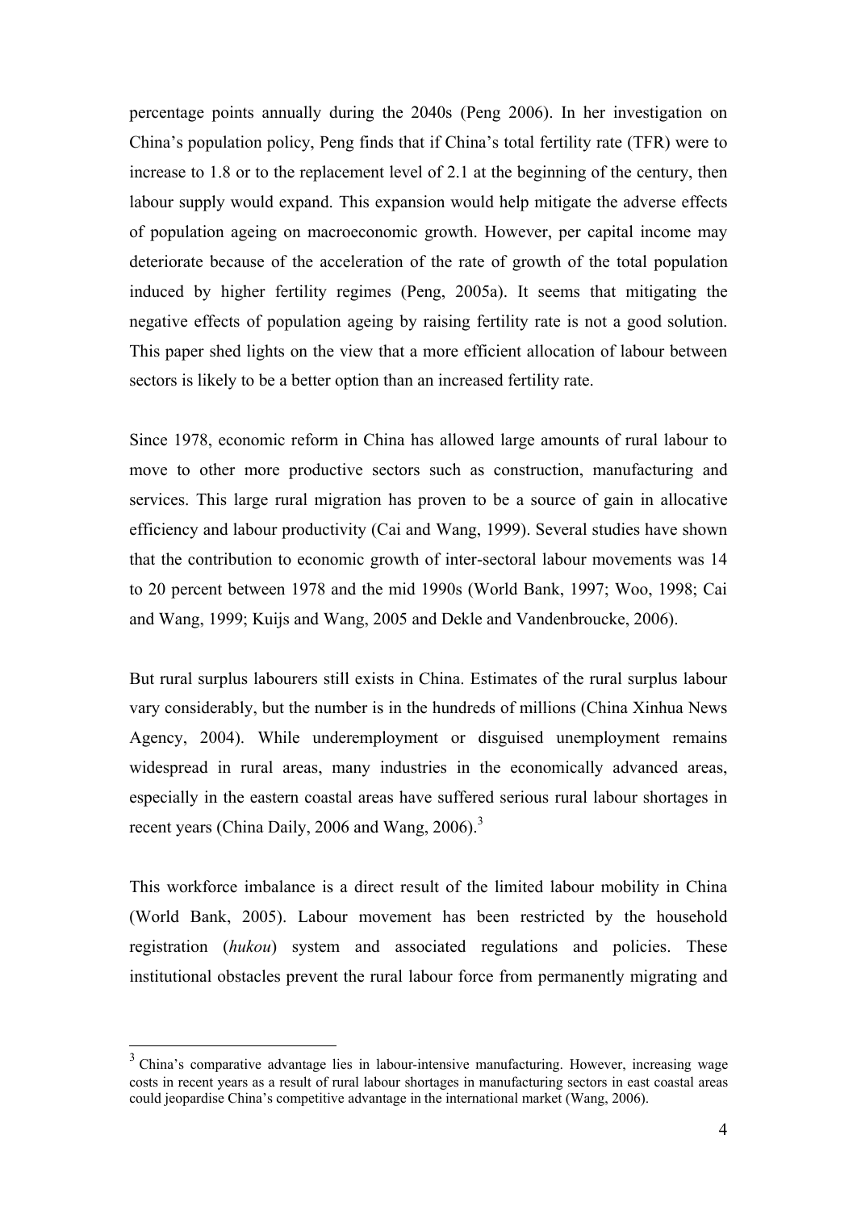percentage points annually during the 2040s (Peng 2006). In her investigation on China's population policy, Peng finds that if China's total fertility rate (TFR) were to increase to 1.8 or to the replacement level of 2.1 at the beginning of the century, then labour supply would expand. This expansion would help mitigate the adverse effects of population ageing on macroeconomic growth. However, per capital income may deteriorate because of the acceleration of the rate of growth of the total population induced by higher fertility regimes (Peng, 2005a). It seems that mitigating the negative effects of population ageing by raising fertility rate is not a good solution. This paper shed lights on the view that a more efficient allocation of labour between sectors is likely to be a better option than an increased fertility rate.

Since 1978, economic reform in China has allowed large amounts of rural labour to move to other more productive sectors such as construction, manufacturing and services. This large rural migration has proven to be a source of gain in allocative efficiency and labour productivity (Cai and Wang, 1999). Several studies have shown that the contribution to economic growth of inter-sectoral labour movements was 14 to 20 percent between 1978 and the mid 1990s (World Bank, 1997; Woo, 1998; Cai and Wang, 1999; Kuijs and Wang, 2005 and Dekle and Vandenbroucke, 2006).

But rural surplus labourers still exists in China. Estimates of the rural surplus labour vary considerably, but the number is in the hundreds of millions (China Xinhua News Agency, 2004). While underemployment or disguised unemployment remains widespread in rural areas, many industries in the economically advanced areas, especially in the eastern coastal areas have suffered serious rural labour shortages in recent years (China Daily, 2006 and Wang, 2006).[3]

This workforce imbalance is a direct result of the limited labour mobility in China (World Bank, 2005). Labour movement has been restricted by the household registration (*hukou*) system and associated regulations and policies. These institutional obstacles prevent the rural labour force from permanently migrating and

[3] China's comparative advantage lies in labour-intensive manufacturing. However, increasing wage costs in recent years as a result of rural labour shortages in manufacturing sectors in east coastal areas could jeopardise China's competitive advantage in the international market (Wang, 2006).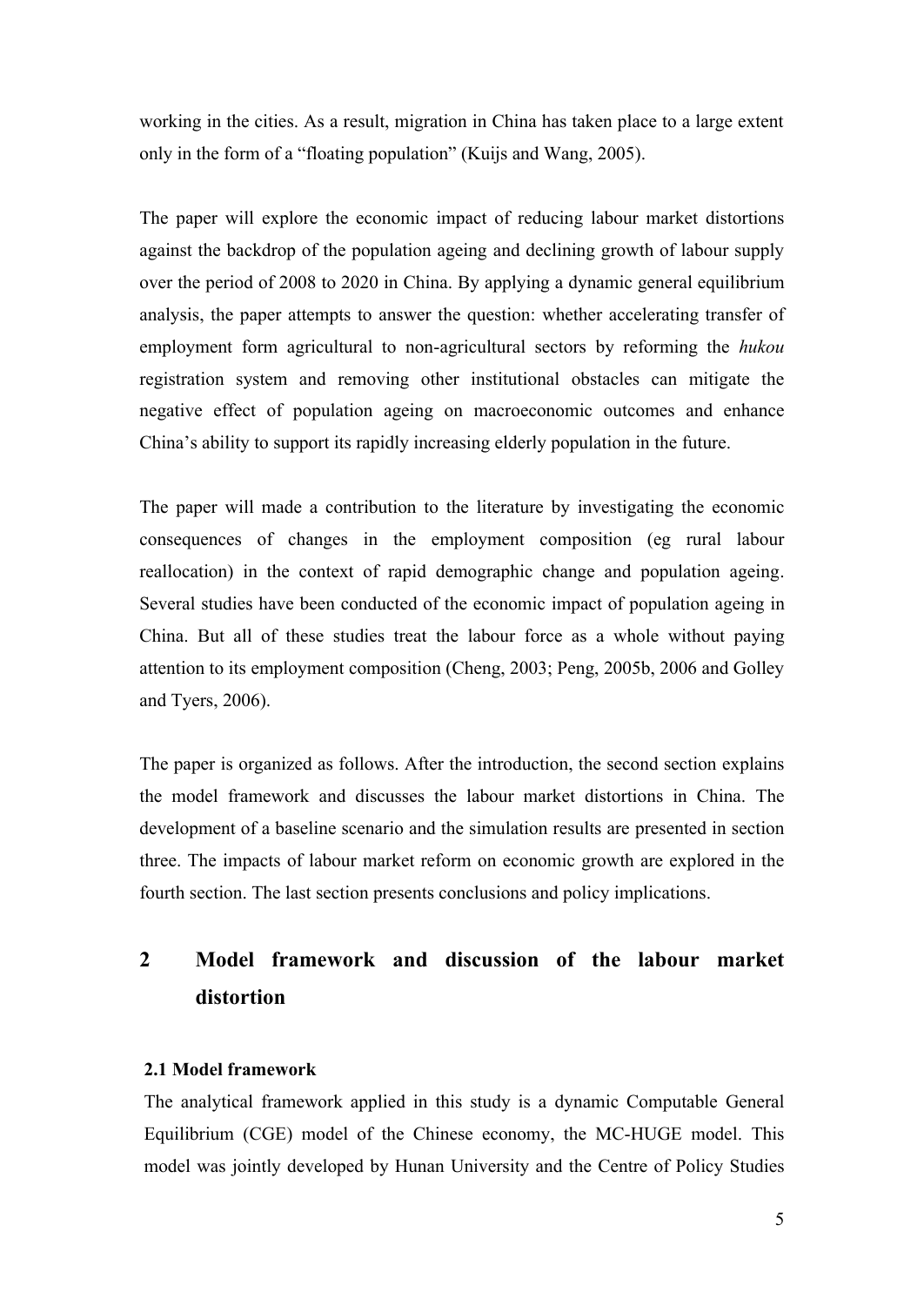working in the cities. As a result, migration in China has taken place to a large extent only in the form of a "floating population" (Kuijs and Wang, 2005).

The paper will explore the economic impact of reducing labour market distortions against the backdrop of the population ageing and declining growth of labour supply over the period of 2008 to 2020 in China. By applying a dynamic general equilibrium analysis, the paper attempts to answer the question: whether accelerating transfer of employment form agricultural to non-agricultural sectors by reforming the *hukou* registration system and removing other institutional obstacles can mitigate the negative effect of population ageing on macroeconomic outcomes and enhance China's ability to support its rapidly increasing elderly population in the future.

The paper will made a contribution to the literature by investigating the economic consequences of changes in the employment composition (eg rural labour reallocation) in the context of rapid demographic change and population ageing. Several studies have been conducted of the economic impact of population ageing in China. But all of these studies treat the labour force as a whole without paying attention to its employment composition (Cheng, 2003; Peng, 2005b, 2006 and Golley and Tyers, 2006).

The paper is organized as follows. After the introduction, the second section explains the model framework and discusses the labour market distortions in China. The development of a baseline scenario and the simulation results are presented in section three. The impacts of labour market reform on economic growth are explored in the fourth section. The last section presents conclusions and policy implications.

## 2 Model framework and discussion of the labour market distortion

### 2.1 Model framework

The analytical framework applied in this study is a dynamic Computable General Equilibrium (CGE) model of the Chinese economy, the MC-HUGE model. This model was jointly developed by Hunan University and the Centre of Policy Studies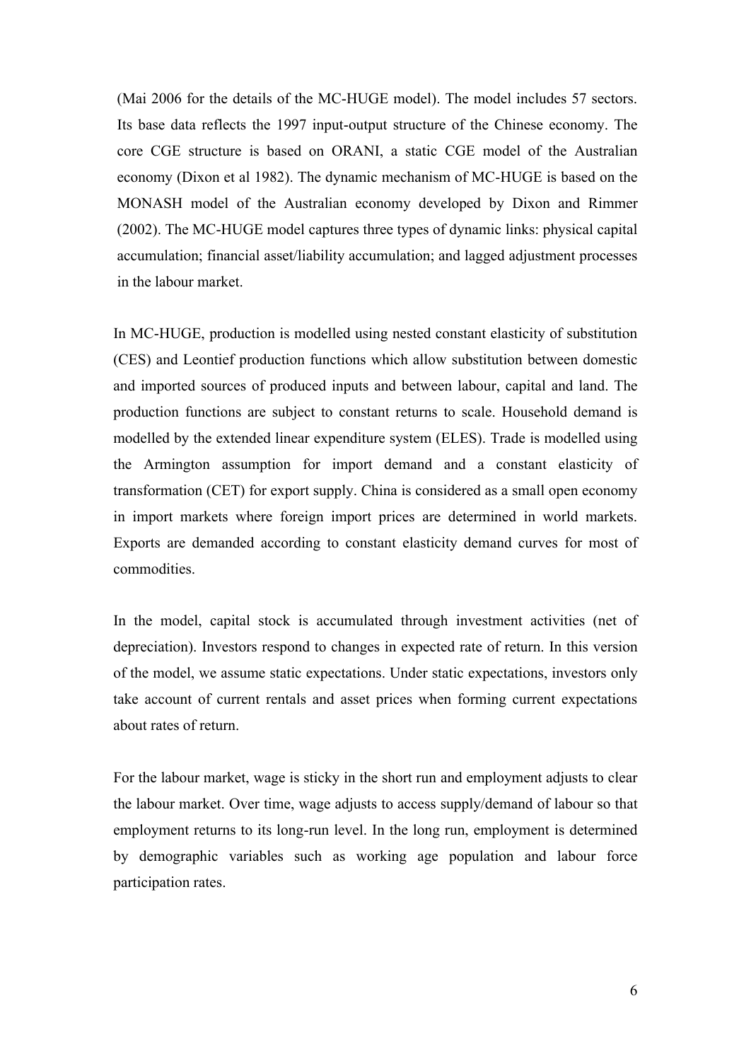(Mai 2006 for the details of the MC-HUGE model). The model includes 57 sectors. Its base data reflects the 1997 input-output structure of the Chinese economy. The core CGE structure is based on ORANI, a static CGE model of the Australian economy (Dixon et al 1982). The dynamic mechanism of MC-HUGE is based on the MONASH model of the Australian economy developed by Dixon and Rimmer (2002). The MC-HUGE model captures three types of dynamic links: physical capital accumulation; financial asset/liability accumulation; and lagged adjustment processes in the labour market.

In MC-HUGE, production is modelled using nested constant elasticity of substitution (CES) and Leontief production functions which allow substitution between domestic and imported sources of produced inputs and between labour, capital and land. The production functions are subject to constant returns to scale. Household demand is modelled by the extended linear expenditure system (ELES). Trade is modelled using the Armington assumption for import demand and a constant elasticity of transformation (CET) for export supply. China is considered as a small open economy in import markets where foreign import prices are determined in world markets. Exports are demanded according to constant elasticity demand curves for most of commodities.

In the model, capital stock is accumulated through investment activities (net of depreciation). Investors respond to changes in expected rate of return. In this version of the model, we assume static expectations. Under static expectations, investors only take account of current rentals and asset prices when forming current expectations about rates of return.

For the labour market, wage is sticky in the short run and employment adjusts to clear the labour market. Over time, wage adjusts to access supply/demand of labour so that employment returns to its long-run level. In the long run, employment is determined by demographic variables such as working age population and labour force participation rates.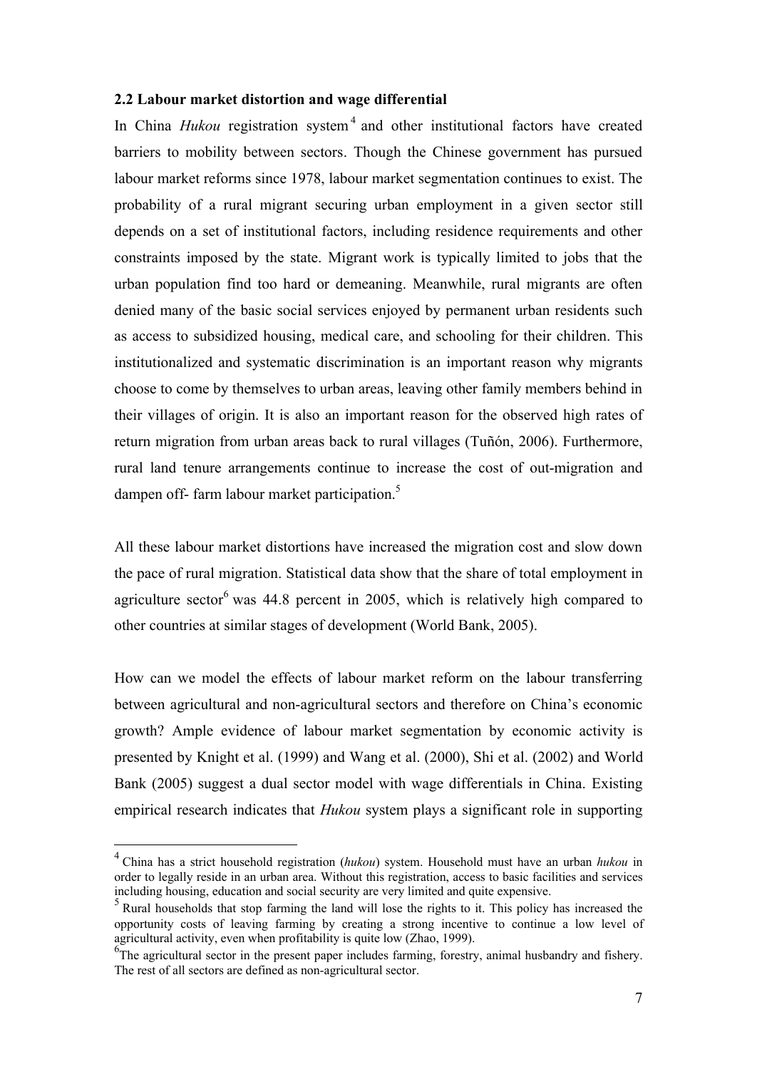### 2.2 Labour market distortion and wage differential

In China *Hukou* registration system[4] and other institutional factors have created barriers to mobility between sectors. Though the Chinese government has pursued labour market reforms since 1978, labour market segmentation continues to exist. The probability of a rural migrant securing urban employment in a given sector still depends on a set of institutional factors, including residence requirements and other constraints imposed by the state. Migrant work is typically limited to jobs that the urban population find too hard or demeaning. Meanwhile, rural migrants are often denied many of the basic social services enjoyed by permanent urban residents such as access to subsidized housing, medical care, and schooling for their children. This institutionalized and systematic discrimination is an important reason why migrants choose to come by themselves to urban areas, leaving other family members behind in their villages of origin. It is also an important reason for the observed high rates of return migration from urban areas back to rural villages (Tuñón, 2006). Furthermore, rural land tenure arrangements continue to increase the cost of out-migration and dampen off- farm labour market participation.[5]

All these labour market distortions have increased the migration cost and slow down the pace of rural migration. Statistical data show that the share of total employment in agriculture sector[6] was 44.8 percent in 2005, which is relatively high compared to other countries at similar stages of development (World Bank, 2005).

How can we model the effects of labour market reform on the labour transferring between agricultural and non-agricultural sectors and therefore on China's economic growth? Ample evidence of labour market segmentation by economic activity is presented by Knight et al. (1999) and Wang et al. (2000), Shi et al. (2002) and World Bank (2005) suggest a dual sector model with wage differentials in China. Existing empirical research indicates that *Hukou* system plays a significant role in supporting

---

[4] China has a strict household registration (*hukou*) system. Household must have an urban *hukou* in order to legally reside in an urban area. Without this registration, access to basic facilities and services including housing, education and social security are very limited and quite expensive.

[5] Rural households that stop farming the land will lose the rights to it. This policy has increased the opportunity costs of leaving farming by creating a strong incentive to continue a low level of agricultural activity, even when profitability is quite low (Zhao, 1999).

[6] The agricultural sector in the present paper includes farming, forestry, animal husbandry and fishery. The rest of all sectors are defined as non-agricultural sector.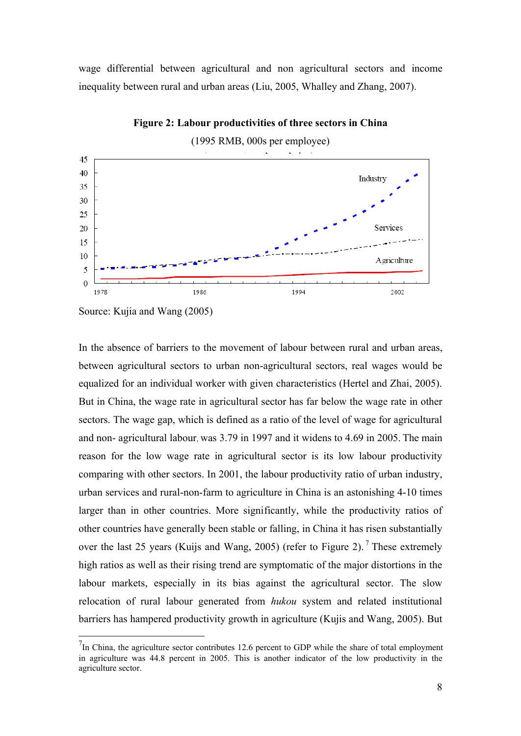wage differential between agricultural and non agricultural sectors and income inequality between rural and urban areas (Liu, 2005, Whalley and Zhang, 2007).

**Figure 2: Labour productivities of three sectors in China**

(1995 RMB, 000s per employee)

Source: Kujia and Wang (2005)

In the absence of barriers to the movement of labour between rural and urban areas, between agricultural sectors to urban non-agricultural sectors, real wages would be equalized for an individual worker with given characteristics (Hertel and Zhai, 2005). But in China, the wage rate in agricultural sector has far below the wage rate in other sectors. The wage gap, which is defined as a ratio of the level of wage for agricultural and non- agricultural labour, was 3.79 in 1997 and it widens to 4.69 in 2005. The main reason for the low wage rate in agricultural sector is its low labour productivity comparing with other sectors. In 2001, the labour productivity ratio of urban industry, urban services and rural-non-farm to agriculture in China is an astonishing 4-10 times larger than in other countries. More significantly, while the productivity ratios of other countries have generally been stable or falling, in China it has risen substantially over the last 25 years (Kuijs and Wang, 2005) (refer to Figure 2).[7] These extremely high ratios as well as their rising trend are symptomatic of the major distortions in the labour markets, especially in its bias against the agricultural sector. The slow relocation of rural labour generated from *hukou* system and related institutional barriers has hampered productivity growth in agriculture (Kujis and Wang, 2005). But

[7] In China, the agriculture sector contributes 12.6 percent to GDP while the share of total employment in agriculture was 44.8 percent in 2005. This is another indicator of the low productivity in the agriculture sector.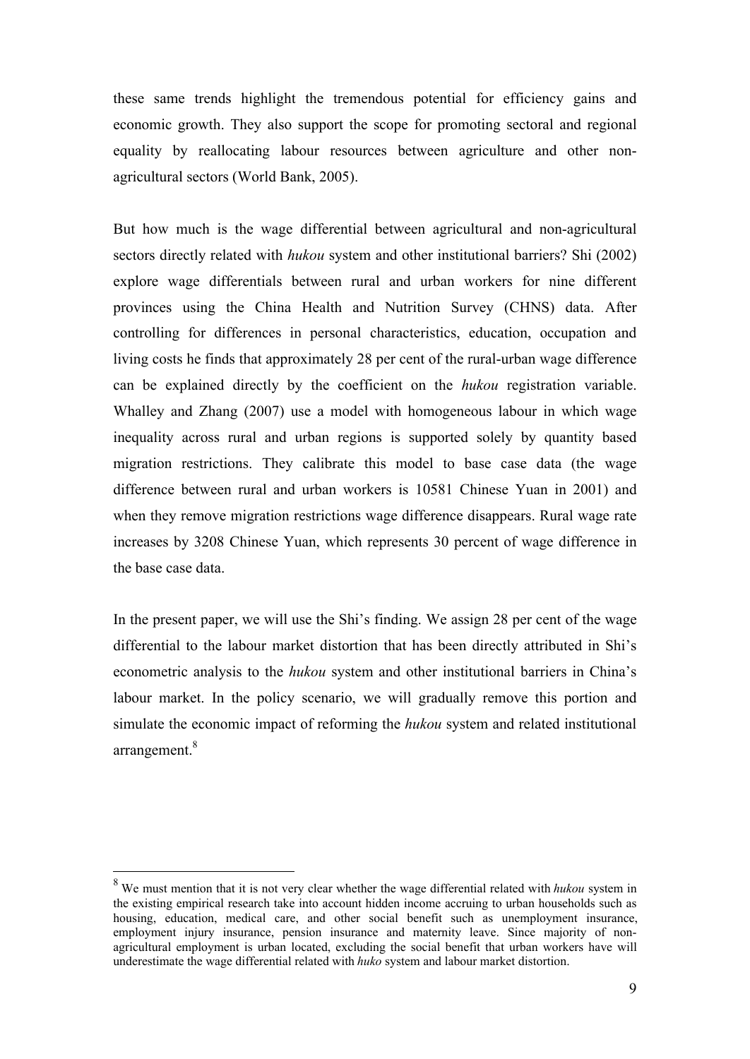these same trends highlight the tremendous potential for efficiency gains and economic growth. They also support the scope for promoting sectoral and regional equality by reallocating labour resources between agriculture and other non-agricultural sectors (World Bank, 2005).

But how much is the wage differential between agricultural and non-agricultural sectors directly related with *hukou* system and other institutional barriers? Shi (2002) explore wage differentials between rural and urban workers for nine different provinces using the China Health and Nutrition Survey (CHNS) data. After controlling for differences in personal characteristics, education, occupation and living costs he finds that approximately 28 per cent of the rural-urban wage difference can be explained directly by the coefficient on the *hukou* registration variable. Whalley and Zhang (2007) use a model with homogeneous labour in which wage inequality across rural and urban regions is supported solely by quantity based migration restrictions. They calibrate this model to base case data (the wage difference between rural and urban workers is 10581 Chinese Yuan in 2001) and when they remove migration restrictions wage difference disappears. Rural wage rate increases by 3208 Chinese Yuan, which represents 30 percent of wage difference in the base case data.

In the present paper, we will use the Shi's finding. We assign 28 per cent of the wage differential to the labour market distortion that has been directly attributed in Shi's econometric analysis to the *hukou* system and other institutional barriers in China's labour market. In the policy scenario, we will gradually remove this portion and simulate the economic impact of reforming the *hukou* system and related institutional arrangement.[8]

[8] We must mention that it is not very clear whether the wage differential related with *hukou* system in the existing empirical research take into account hidden income accruing to urban households such as housing, education, medical care, and other social benefit such as unemployment insurance, employment injury insurance, pension insurance and maternity leave. Since majority of non-agricultural employment is urban located, excluding the social benefit that urban workers have will underestimate the wage differential related with *huko* system and labour market distortion.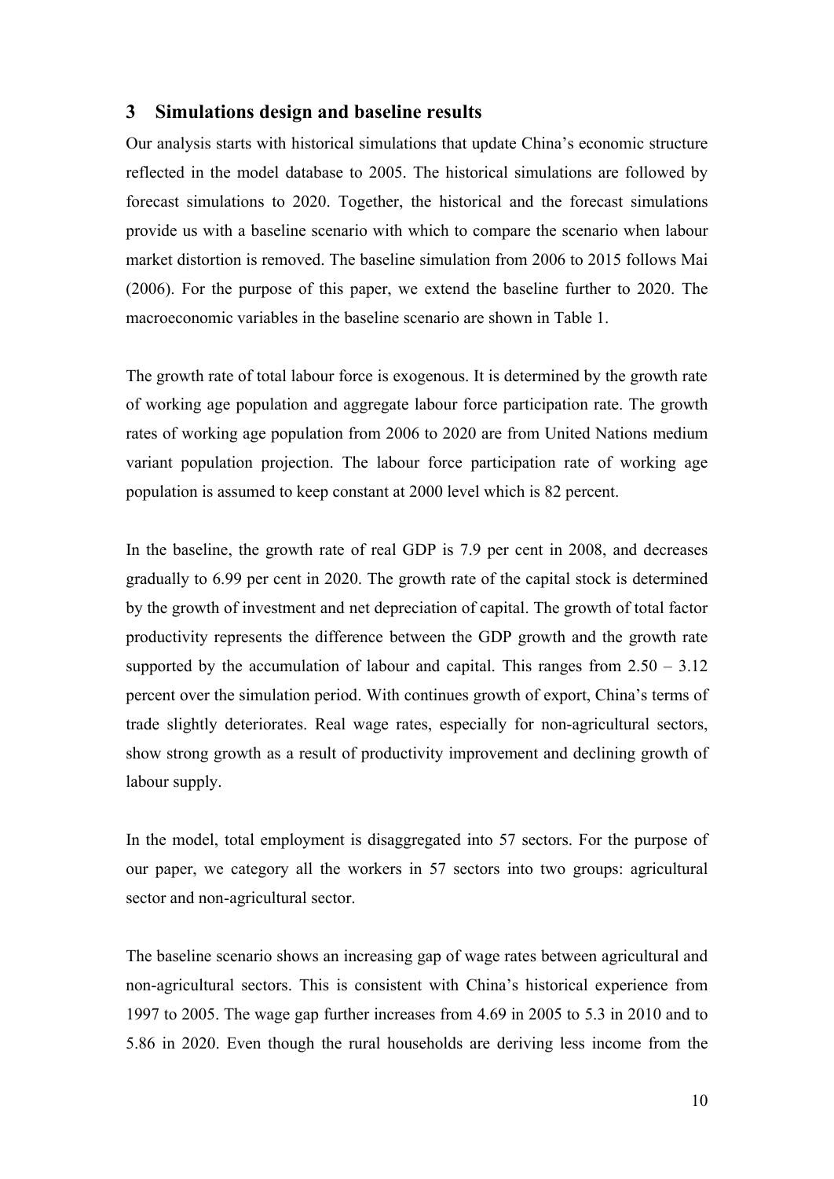## 3 Simulations design and baseline results

Our analysis starts with historical simulations that update China's economic structure reflected in the model database to 2005. The historical simulations are followed by forecast simulations to 2020. Together, the historical and the forecast simulations provide us with a baseline scenario with which to compare the scenario when labour market distortion is removed. The baseline simulation from 2006 to 2015 follows Mai (2006). For the purpose of this paper, we extend the baseline further to 2020. The macroeconomic variables in the baseline scenario are shown in Table 1.

The growth rate of total labour force is exogenous. It is determined by the growth rate of working age population and aggregate labour force participation rate. The growth rates of working age population from 2006 to 2020 are from United Nations medium variant population projection. The labour force participation rate of working age population is assumed to keep constant at 2000 level which is 82 percent.

In the baseline, the growth rate of real GDP is 7.9 per cent in 2008, and decreases gradually to 6.99 per cent in 2020. The growth rate of the capital stock is determined by the growth of investment and net depreciation of capital. The growth of total factor productivity represents the difference between the GDP growth and the growth rate supported by the accumulation of labour and capital. This ranges from 2.50 – 3.12 percent over the simulation period. With continues growth of export, China's terms of trade slightly deteriorates. Real wage rates, especially for non-agricultural sectors, show strong growth as a result of productivity improvement and declining growth of labour supply.

In the model, total employment is disaggregated into 57 sectors. For the purpose of our paper, we category all the workers in 57 sectors into two groups: agricultural sector and non-agricultural sector.

The baseline scenario shows an increasing gap of wage rates between agricultural and non-agricultural sectors. This is consistent with China's historical experience from 1997 to 2005. The wage gap further increases from 4.69 in 2005 to 5.3 in 2010 and to 5.86 in 2020. Even though the rural households are deriving less income from the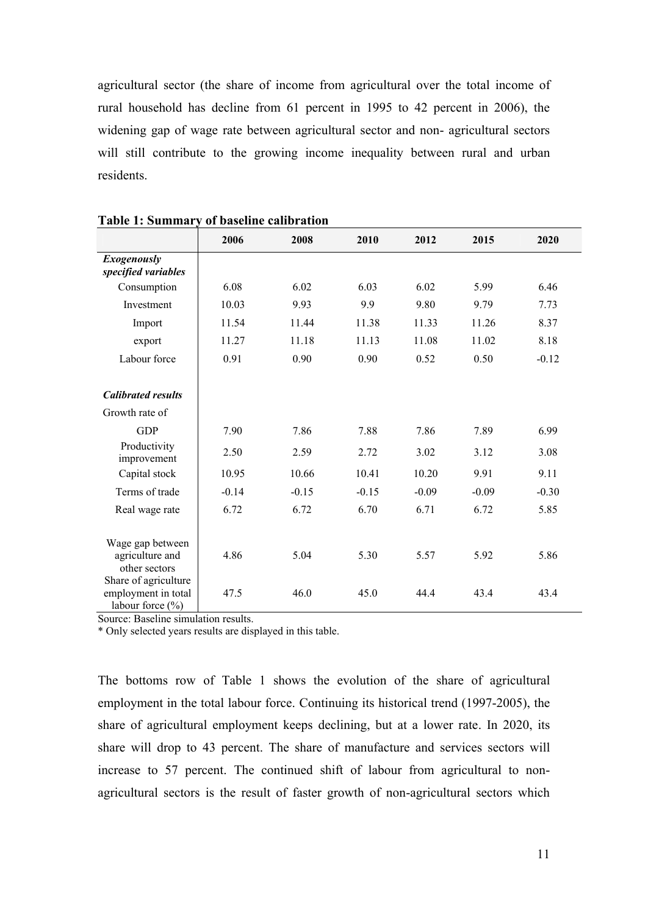agricultural sector (the share of income from agricultural over the total income of rural household has decline from 61 percent in 1995 to 42 percent in 2006), the widening gap of wage rate between agricultural sector and non- agricultural sectors will still contribute to the growing income inequality between rural and urban residents.

**Table 1: Summary of baseline calibration**

| | 2006 | 2008 | 2010 | 2012 | 2015 | 2020 |
|---|---|---|---|---|---|---|
| ***Exogenously specified variables*** | | | | | | |
| Consumption | 6.08 | 6.02 | 6.03 | 6.02 | 5.99 | 6.46 |
| Investment | 10.03 | 9.93 | 9.9 | 9.80 | 9.79 | 7.73 |
| Import | 11.54 | 11.44 | 11.38 | 11.33 | 11.26 | 8.37 |
| export | 11.27 | 11.18 | 11.13 | 11.08 | 11.02 | 8.18 |
| Labour force | 0.91 | 0.90 | 0.90 | 0.52 | 0.50 | -0.12 |
| ***Calibrated results*** | | | | | | |
| Growth rate of | | | | | | |
| GDP | 7.90 | 7.86 | 7.88 | 7.86 | 7.89 | 6.99 |
| Productivity improvement | 2.50 | 2.59 | 2.72 | 3.02 | 3.12 | 3.08 |
| Capital stock | 10.95 | 10.66 | 10.41 | 10.20 | 9.91 | 9.11 |
| Terms of trade | -0.14 | -0.15 | -0.15 | -0.09 | -0.09 | -0.30 |
| Real wage rate | 6.72 | 6.72 | 6.70 | 6.71 | 6.72 | 5.85 |
| Wage gap between agriculture and other sectors | 4.86 | 5.04 | 5.30 | 5.57 | 5.92 | 5.86 |
| Share of agriculture employment in total labour force (%) | 47.5 | 46.0 | 45.0 | 44.4 | 43.4 | 43.4 |

Source: Baseline simulation results.
* Only selected years results are displayed in this table.

The bottoms row of Table 1 shows the evolution of the share of agricultural employment in the total labour force. Continuing its historical trend (1997-2005), the share of agricultural employment keeps declining, but at a lower rate. In 2020, its share will drop to 43 percent. The share of manufacture and services sectors will increase to 57 percent. The continued shift of labour from agricultural to non-agricultural sectors is the result of faster growth of non-agricultural sectors which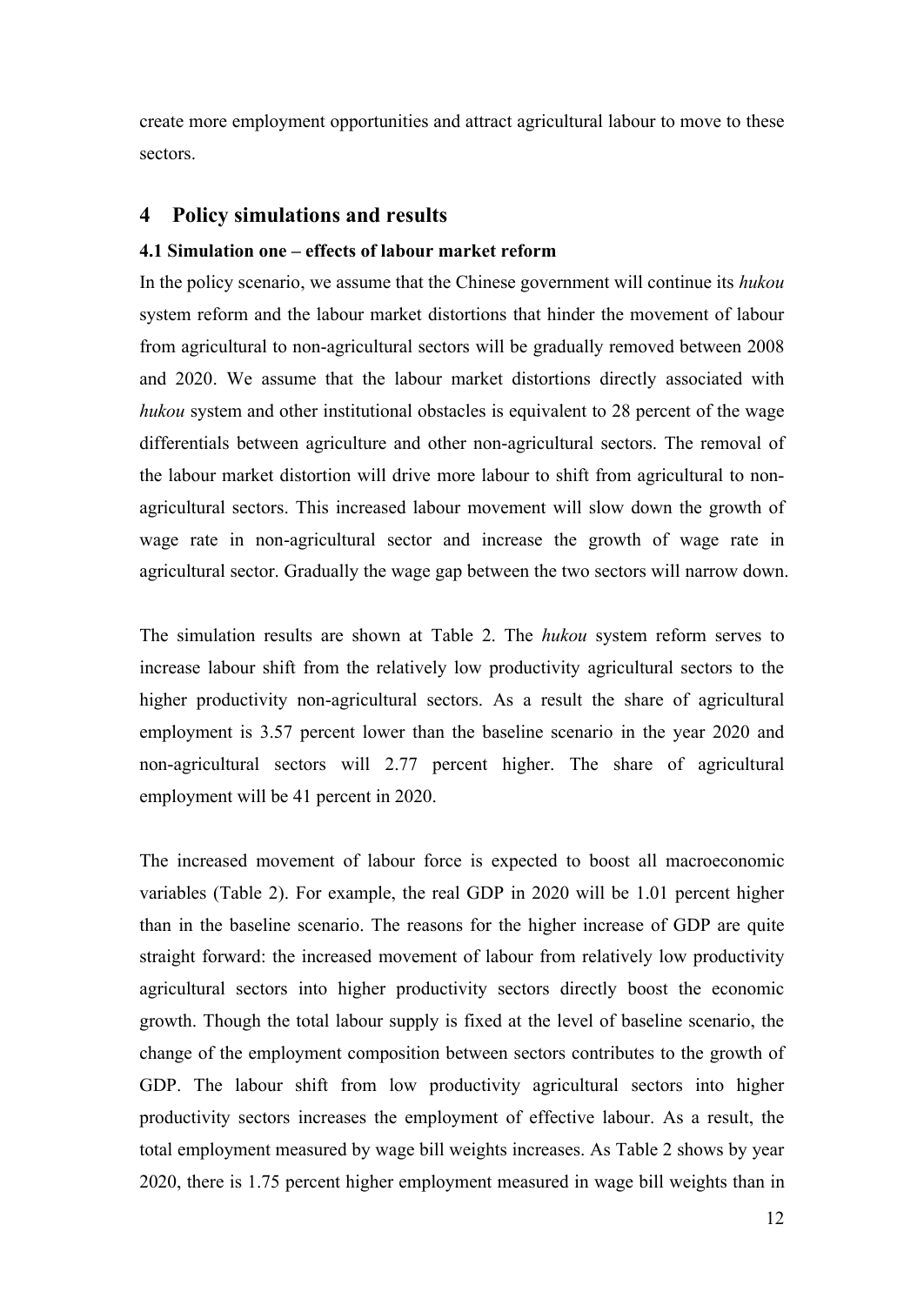create more employment opportunities and attract agricultural labour to move to these sectors.

## 4 Policy simulations and results

### 4.1 Simulation one – effects of labour market reform

In the policy scenario, we assume that the Chinese government will continue its *hukou* system reform and the labour market distortions that hinder the movement of labour from agricultural to non-agricultural sectors will be gradually removed between 2008 and 2020. We assume that the labour market distortions directly associated with *hukou* system and other institutional obstacles is equivalent to 28 percent of the wage differentials between agriculture and other non-agricultural sectors. The removal of the labour market distortion will drive more labour to shift from agricultural to non-agricultural sectors. This increased labour movement will slow down the growth of wage rate in non-agricultural sector and increase the growth of wage rate in agricultural sector. Gradually the wage gap between the two sectors will narrow down.

The simulation results are shown at Table 2. The *hukou* system reform serves to increase labour shift from the relatively low productivity agricultural sectors to the higher productivity non-agricultural sectors. As a result the share of agricultural employment is 3.57 percent lower than the baseline scenario in the year 2020 and non-agricultural sectors will 2.77 percent higher. The share of agricultural employment will be 41 percent in 2020.

The increased movement of labour force is expected to boost all macroeconomic variables (Table 2). For example, the real GDP in 2020 will be 1.01 percent higher than in the baseline scenario. The reasons for the higher increase of GDP are quite straight forward: the increased movement of labour from relatively low productivity agricultural sectors into higher productivity sectors directly boost the economic growth. Though the total labour supply is fixed at the level of baseline scenario, the change of the employment composition between sectors contributes to the growth of GDP. The labour shift from low productivity agricultural sectors into higher productivity sectors increases the employment of effective labour. As a result, the total employment measured by wage bill weights increases. As Table 2 shows by year 2020, there is 1.75 percent higher employment measured in wage bill weights than in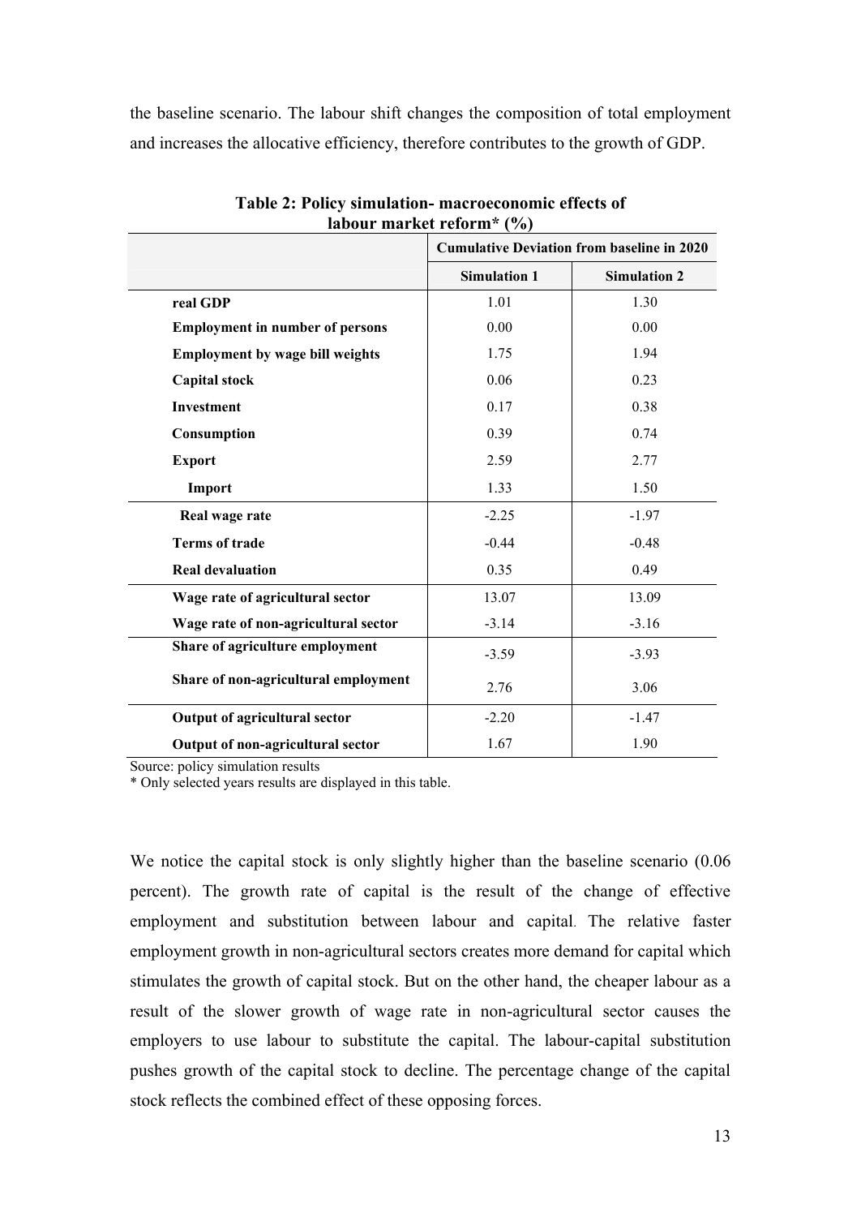the baseline scenario. The labour shift changes the composition of total employment and increases the allocative efficiency, therefore contributes to the growth of GDP.

**Table 2: Policy simulation- macroeconomic effects of labour market reform* (%)**

| | Cumulative Deviation from baseline in 2020 | |
|---|---|---|
| | **Simulation 1** | **Simulation 2** |
| **real GDP** | 1.01 | 1.30 |
| **Employment in number of persons** | 0.00 | 0.00 |
| **Employment by wage bill weights** | 1.75 | 1.94 |
| **Capital stock** | 0.06 | 0.23 |
| **Investment** | 0.17 | 0.38 |
| **Consumption** | 0.39 | 0.74 |
| **Export** | 2.59 | 2.77 |
| **Import** | 1.33 | 1.50 |
| **Real wage rate** | -2.25 | -1.97 |
| **Terms of trade** | -0.44 | -0.48 |
| **Real devaluation** | 0.35 | 0.49 |
| **Wage rate of agricultural sector** | 13.07 | 13.09 |
| **Wage rate of non-agricultural sector** | -3.14 | -3.16 |
| **Share of agriculture employment** | -3.59 | -3.93 |
| **Share of non-agricultural employment** | 2.76 | 3.06 |
| **Output of agricultural sector** | -2.20 | -1.47 |
| **Output of non-agricultural sector** | 1.67 | 1.90 |

Source: policy simulation results
* Only selected years results are displayed in this table.

We notice the capital stock is only slightly higher than the baseline scenario (0.06 percent). The growth rate of capital is the result of the change of effective employment and substitution between labour and capital. The relative faster employment growth in non-agricultural sectors creates more demand for capital which stimulates the growth of capital stock. But on the other hand, the cheaper labour as a result of the slower growth of wage rate in non-agricultural sector causes the employers to use labour to substitute the capital. The labour-capital substitution pushes growth of the capital stock to decline. The percentage change of the capital stock reflects the combined effect of these opposing forces.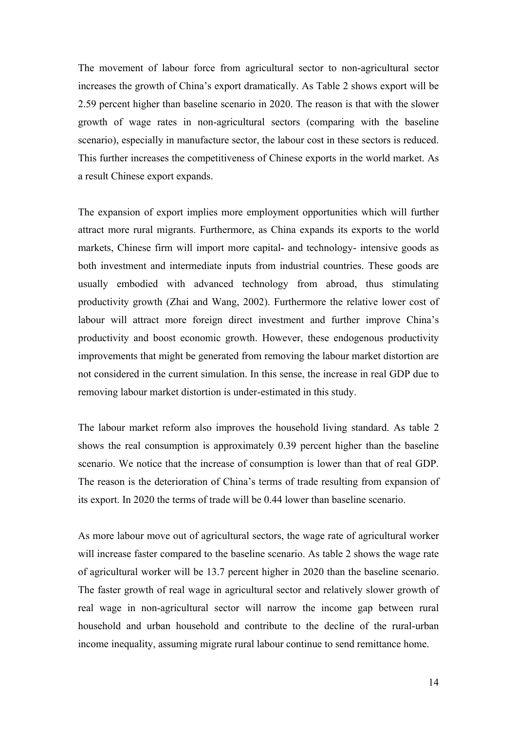The movement of labour force from agricultural sector to non-agricultural sector increases the growth of China's export dramatically. As Table 2 shows export will be 2.59 percent higher than baseline scenario in 2020. The reason is that with the slower growth of wage rates in non-agricultural sectors (comparing with the baseline scenario), especially in manufacture sector, the labour cost in these sectors is reduced. This further increases the competitiveness of Chinese exports in the world market. As a result Chinese export expands.

The expansion of export implies more employment opportunities which will further attract more rural migrants. Furthermore, as China expands its exports to the world markets, Chinese firm will import more capital- and technology- intensive goods as both investment and intermediate inputs from industrial countries. These goods are usually embodied with advanced technology from abroad, thus stimulating productivity growth (Zhai and Wang, 2002). Furthermore the relative lower cost of labour will attract more foreign direct investment and further improve China's productivity and boost economic growth. However, these endogenous productivity improvements that might be generated from removing the labour market distortion are not considered in the current simulation. In this sense, the increase in real GDP due to removing labour market distortion is under-estimated in this study.

The labour market reform also improves the household living standard. As table 2 shows the real consumption is approximately 0.39 percent higher than the baseline scenario. We notice that the increase of consumption is lower than that of real GDP. The reason is the deterioration of China's terms of trade resulting from expansion of its export. In 2020 the terms of trade will be 0.44 lower than baseline scenario.

As more labour move out of agricultural sectors, the wage rate of agricultural worker will increase faster compared to the baseline scenario. As table 2 shows the wage rate of agricultural worker will be 13.7 percent higher in 2020 than the baseline scenario. The faster growth of real wage in agricultural sector and relatively slower growth of real wage in non-agricultural sector will narrow the income gap between rural household and urban household and contribute to the decline of the rural-urban income inequality, assuming migrate rural labour continue to send remittance home.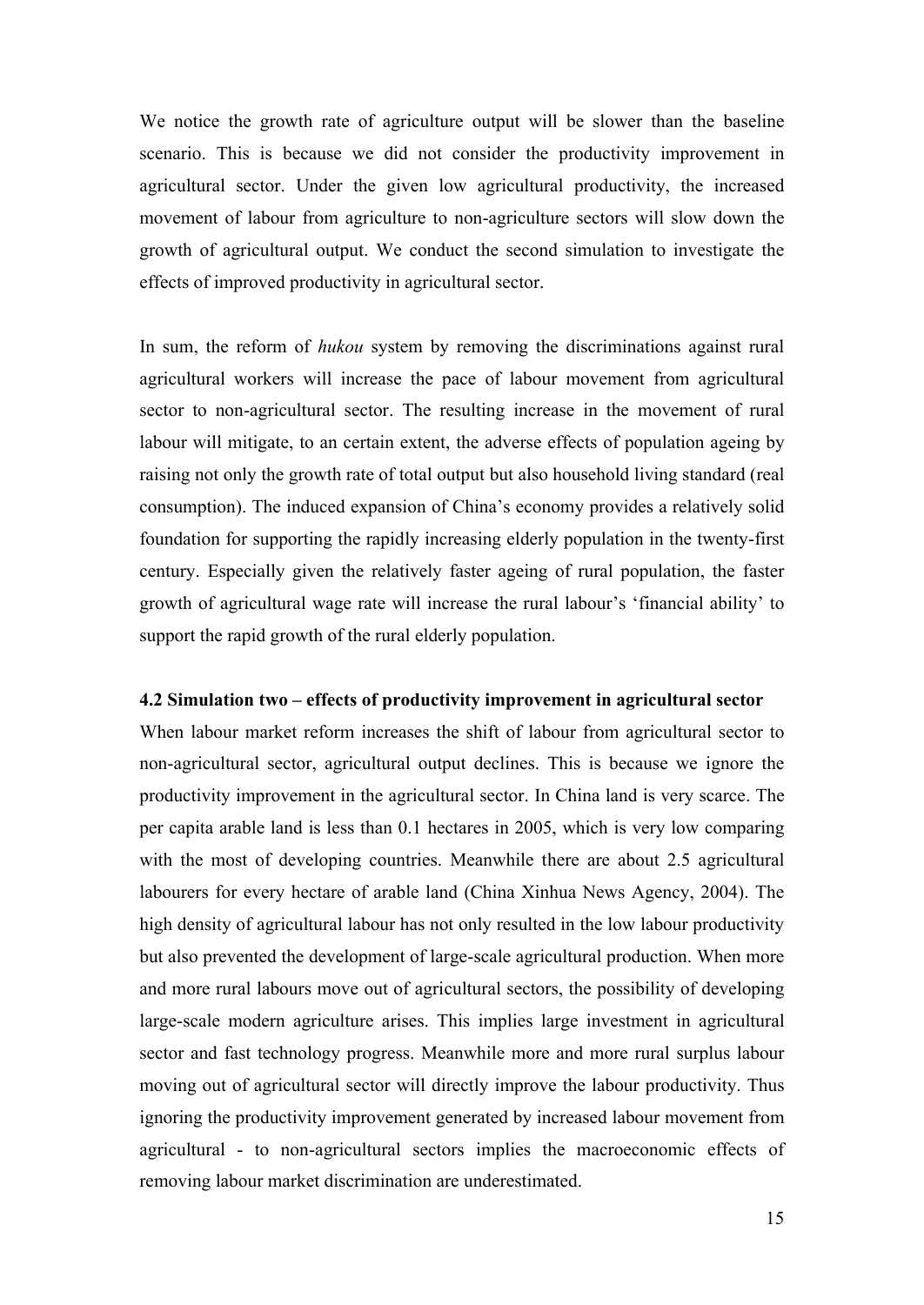We notice the growth rate of agriculture output will be slower than the baseline scenario. This is because we did not consider the productivity improvement in agricultural sector. Under the given low agricultural productivity, the increased movement of labour from agriculture to non-agriculture sectors will slow down the growth of agricultural output. We conduct the second simulation to investigate the effects of improved productivity in agricultural sector.

In sum, the reform of *hukou* system by removing the discriminations against rural agricultural workers will increase the pace of labour movement from agricultural sector to non-agricultural sector. The resulting increase in the movement of rural labour will mitigate, to an certain extent, the adverse effects of population ageing by raising not only the growth rate of total output but also household living standard (real consumption). The induced expansion of China's economy provides a relatively solid foundation for supporting the rapidly increasing elderly population in the twenty-first century. Especially given the relatively faster ageing of rural population, the faster growth of agricultural wage rate will increase the rural labour's 'financial ability' to support the rapid growth of the rural elderly population.

### 4.2 Simulation two – effects of productivity improvement in agricultural sector

When labour market reform increases the shift of labour from agricultural sector to non-agricultural sector, agricultural output declines. This is because we ignore the productivity improvement in the agricultural sector. In China land is very scarce. The per capita arable land is less than 0.1 hectares in 2005, which is very low comparing with the most of developing countries. Meanwhile there are about 2.5 agricultural labourers for every hectare of arable land (China Xinhua News Agency, 2004). The high density of agricultural labour has not only resulted in the low labour productivity but also prevented the development of large-scale agricultural production. When more and more rural labours move out of agricultural sectors, the possibility of developing large-scale modern agriculture arises. This implies large investment in agricultural sector and fast technology progress. Meanwhile more and more rural surplus labour moving out of agricultural sector will directly improve the labour productivity. Thus ignoring the productivity improvement generated by increased labour movement from agricultural - to non-agricultural sectors implies the macroeconomic effects of removing labour market discrimination are underestimated.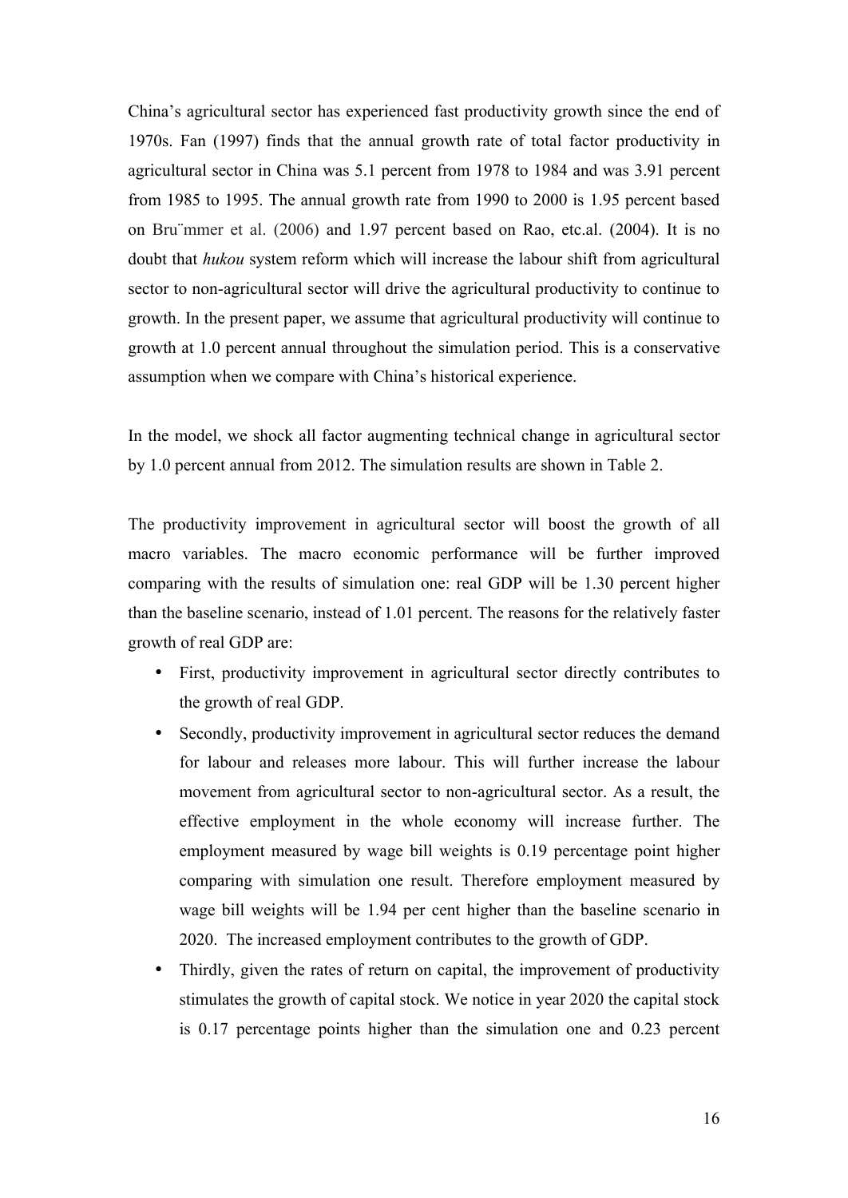China's agricultural sector has experienced fast productivity growth since the end of 1970s. Fan (1997) finds that the annual growth rate of total factor productivity in agricultural sector in China was 5.1 percent from 1978 to 1984 and was 3.91 percent from 1985 to 1995. The annual growth rate from 1990 to 2000 is 1.95 percent based on Bru¨mmer et al. (2006) and 1.97 percent based on Rao, etc.al. (2004). It is no doubt that *hukou* system reform which will increase the labour shift from agricultural sector to non-agricultural sector will drive the agricultural productivity to continue to growth. In the present paper, we assume that agricultural productivity will continue to growth at 1.0 percent annual throughout the simulation period. This is a conservative assumption when we compare with China's historical experience.

In the model, we shock all factor augmenting technical change in agricultural sector by 1.0 percent annual from 2012. The simulation results are shown in Table 2.

The productivity improvement in agricultural sector will boost the growth of all macro variables. The macro economic performance will be further improved comparing with the results of simulation one: real GDP will be 1.30 percent higher than the baseline scenario, instead of 1.01 percent. The reasons for the relatively faster growth of real GDP are:

- First, productivity improvement in agricultural sector directly contributes to the growth of real GDP.
- Secondly, productivity improvement in agricultural sector reduces the demand for labour and releases more labour. This will further increase the labour movement from agricultural sector to non-agricultural sector. As a result, the effective employment in the whole economy will increase further. The employment measured by wage bill weights is 0.19 percentage point higher comparing with simulation one result. Therefore employment measured by wage bill weights will be 1.94 per cent higher than the baseline scenario in 2020. The increased employment contributes to the growth of GDP.
- Thirdly, given the rates of return on capital, the improvement of productivity stimulates the growth of capital stock. We notice in year 2020 the capital stock is 0.17 percentage points higher than the simulation one and 0.23 percent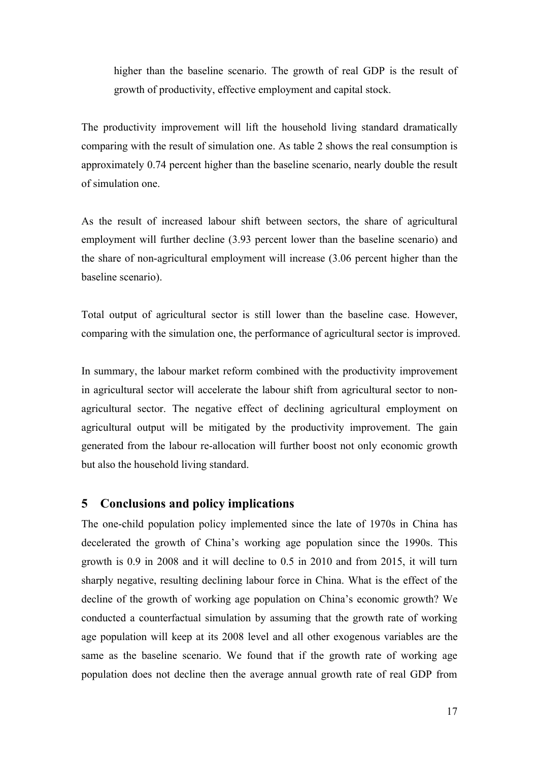higher than the baseline scenario. The growth of real GDP is the result of growth of productivity, effective employment and capital stock.

The productivity improvement will lift the household living standard dramatically comparing with the result of simulation one. As table 2 shows the real consumption is approximately 0.74 percent higher than the baseline scenario, nearly double the result of simulation one.

As the result of increased labour shift between sectors, the share of agricultural employment will further decline (3.93 percent lower than the baseline scenario) and the share of non-agricultural employment will increase (3.06 percent higher than the baseline scenario).

Total output of agricultural sector is still lower than the baseline case. However, comparing with the simulation one, the performance of agricultural sector is improved.

In summary, the labour market reform combined with the productivity improvement in agricultural sector will accelerate the labour shift from agricultural sector to non-agricultural sector. The negative effect of declining agricultural employment on agricultural output will be mitigated by the productivity improvement. The gain generated from the labour re-allocation will further boost not only economic growth but also the household living standard.

## 5 Conclusions and policy implications

The one-child population policy implemented since the late of 1970s in China has decelerated the growth of China's working age population since the 1990s. This growth is 0.9 in 2008 and it will decline to 0.5 in 2010 and from 2015, it will turn sharply negative, resulting declining labour force in China. What is the effect of the decline of the growth of working age population on China's economic growth? We conducted a counterfactual simulation by assuming that the growth rate of working age population will keep at its 2008 level and all other exogenous variables are the same as the baseline scenario. We found that if the growth rate of working age population does not decline then the average annual growth rate of real GDP from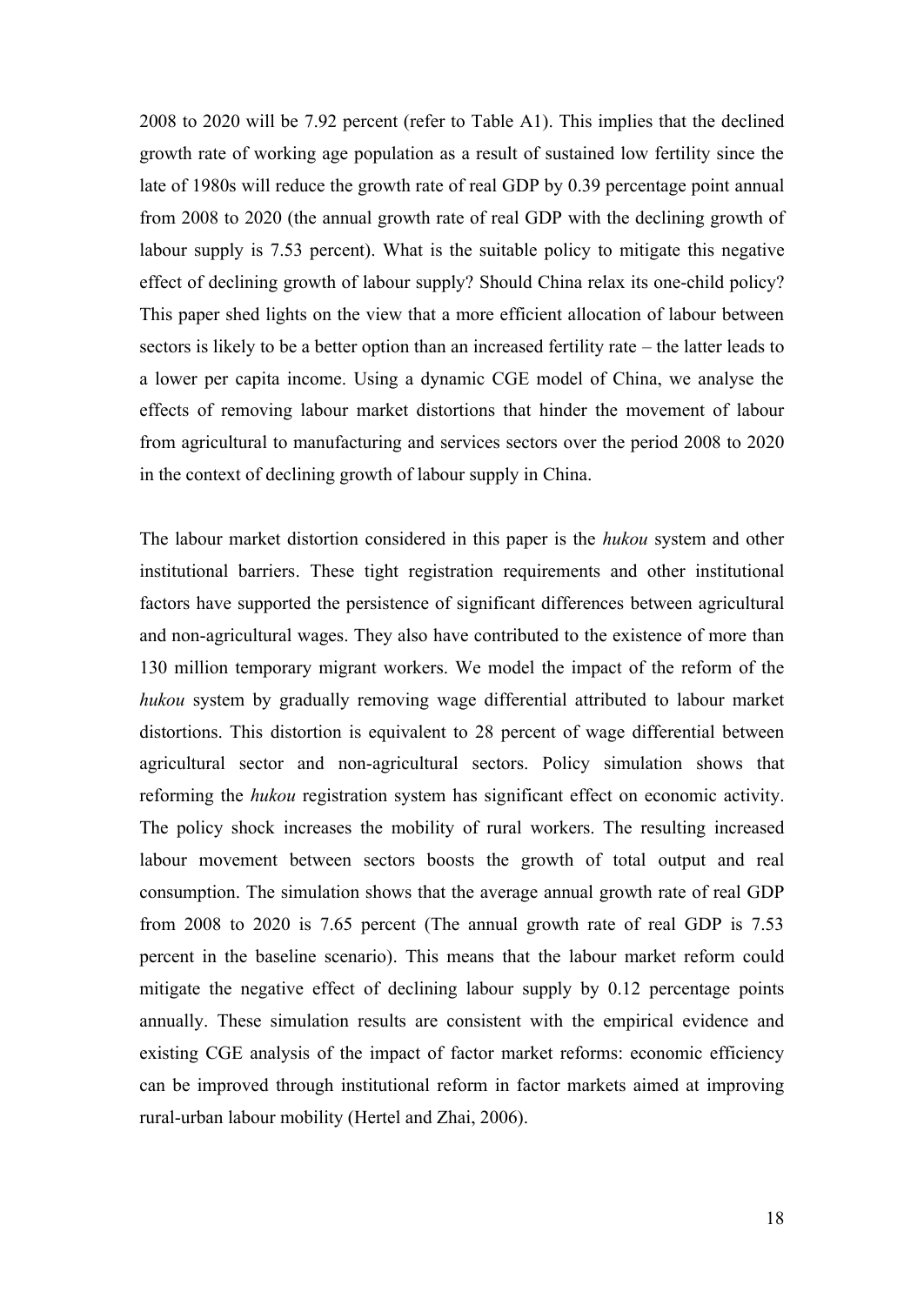2008 to 2020 will be 7.92 percent (refer to Table A1). This implies that the declined growth rate of working age population as a result of sustained low fertility since the late of 1980s will reduce the growth rate of real GDP by 0.39 percentage point annual from 2008 to 2020 (the annual growth rate of real GDP with the declining growth of labour supply is 7.53 percent). What is the suitable policy to mitigate this negative effect of declining growth of labour supply? Should China relax its one-child policy? This paper shed lights on the view that a more efficient allocation of labour between sectors is likely to be a better option than an increased fertility rate – the latter leads to a lower per capita income. Using a dynamic CGE model of China, we analyse the effects of removing labour market distortions that hinder the movement of labour from agricultural to manufacturing and services sectors over the period 2008 to 2020 in the context of declining growth of labour supply in China.

The labour market distortion considered in this paper is the *hukou* system and other institutional barriers. These tight registration requirements and other institutional factors have supported the persistence of significant differences between agricultural and non-agricultural wages. They also have contributed to the existence of more than 130 million temporary migrant workers. We model the impact of the reform of the *hukou* system by gradually removing wage differential attributed to labour market distortions. This distortion is equivalent to 28 percent of wage differential between agricultural sector and non-agricultural sectors. Policy simulation shows that reforming the *hukou* registration system has significant effect on economic activity. The policy shock increases the mobility of rural workers. The resulting increased labour movement between sectors boosts the growth of total output and real consumption. The simulation shows that the average annual growth rate of real GDP from 2008 to 2020 is 7.65 percent (The annual growth rate of real GDP is 7.53 percent in the baseline scenario). This means that the labour market reform could mitigate the negative effect of declining labour supply by 0.12 percentage points annually. These simulation results are consistent with the empirical evidence and existing CGE analysis of the impact of factor market reforms: economic efficiency can be improved through institutional reform in factor markets aimed at improving rural-urban labour mobility (Hertel and Zhai, 2006).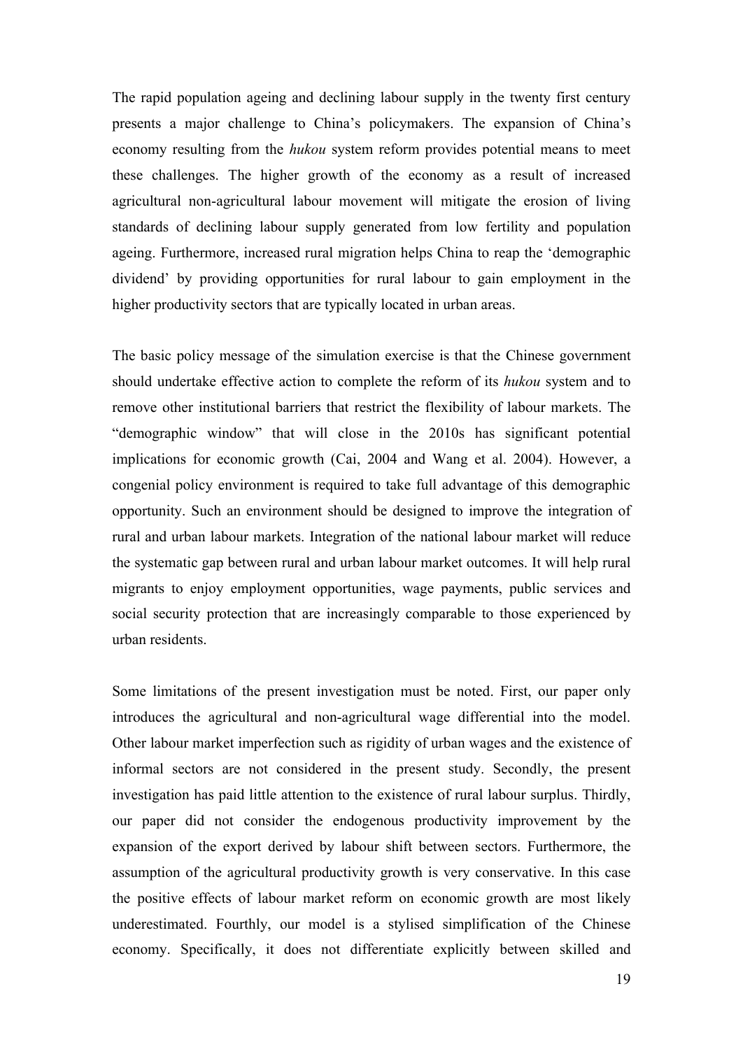The rapid population ageing and declining labour supply in the twenty first century presents a major challenge to China's policymakers. The expansion of China's economy resulting from the *hukou* system reform provides potential means to meet these challenges. The higher growth of the economy as a result of increased agricultural non-agricultural labour movement will mitigate the erosion of living standards of declining labour supply generated from low fertility and population ageing. Furthermore, increased rural migration helps China to reap the 'demographic dividend' by providing opportunities for rural labour to gain employment in the higher productivity sectors that are typically located in urban areas.

The basic policy message of the simulation exercise is that the Chinese government should undertake effective action to complete the reform of its *hukou* system and to remove other institutional barriers that restrict the flexibility of labour markets. The "demographic window" that will close in the 2010s has significant potential implications for economic growth (Cai, 2004 and Wang et al. 2004). However, a congenial policy environment is required to take full advantage of this demographic opportunity. Such an environment should be designed to improve the integration of rural and urban labour markets. Integration of the national labour market will reduce the systematic gap between rural and urban labour market outcomes. It will help rural migrants to enjoy employment opportunities, wage payments, public services and social security protection that are increasingly comparable to those experienced by urban residents.

Some limitations of the present investigation must be noted. First, our paper only introduces the agricultural and non-agricultural wage differential into the model. Other labour market imperfection such as rigidity of urban wages and the existence of informal sectors are not considered in the present study. Secondly, the present investigation has paid little attention to the existence of rural labour surplus. Thirdly, our paper did not consider the endogenous productivity improvement by the expansion of the export derived by labour shift between sectors. Furthermore, the assumption of the agricultural productivity growth is very conservative. In this case the positive effects of labour market reform on economic growth are most likely underestimated. Fourthly, our model is a stylised simplification of the Chinese economy. Specifically, it does not differentiate explicitly between skilled and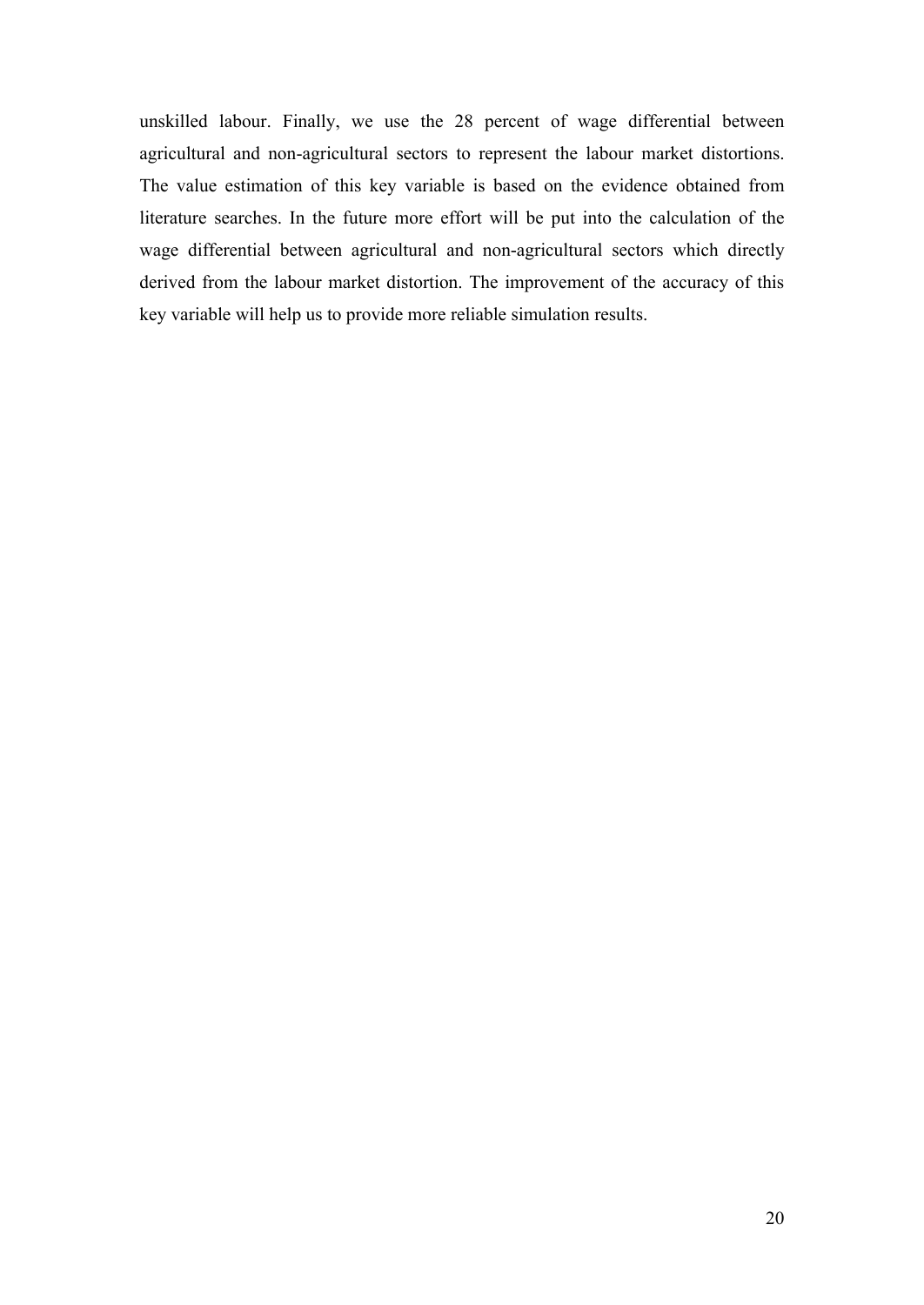unskilled labour. Finally, we use the 28 percent of wage differential between agricultural and non-agricultural sectors to represent the labour market distortions. The value estimation of this key variable is based on the evidence obtained from literature searches. In the future more effort will be put into the calculation of the wage differential between agricultural and non-agricultural sectors which directly derived from the labour market distortion. The improvement of the accuracy of this key variable will help us to provide more reliable simulation results.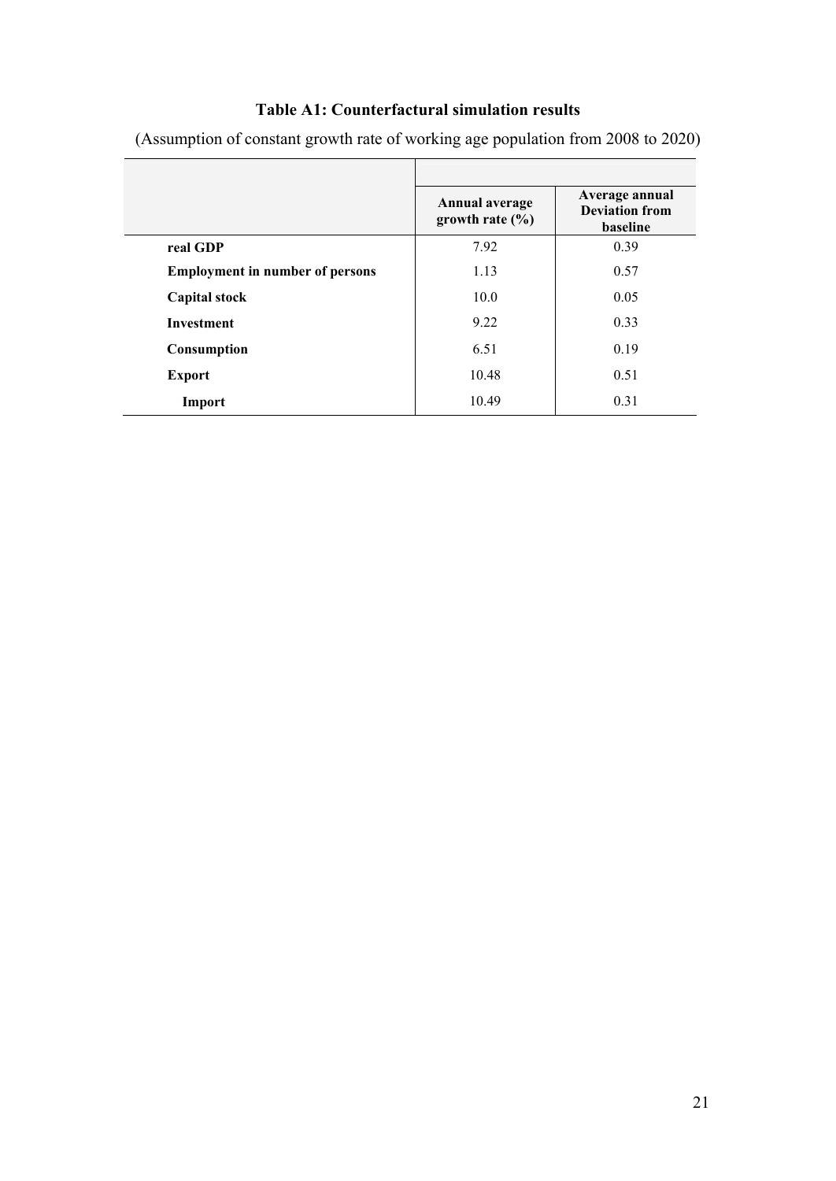**Table A1: Counterfactural simulation results**

(Assumption of constant growth rate of working age population from 2008 to 2020)

| | Annual average growth rate (%) | Average annual Deviation from baseline |
|---|---|---|
| **real GDP** | 7.92 | 0.39 |
| **Employment in number of persons** | 1.13 | 0.57 |
| **Capital stock** | 10.0 | 0.05 |
| **Investment** | 9.22 | 0.33 |
| **Consumption** | 6.51 | 0.19 |
| **Export** | 10.48 | 0.51 |
| **Import** | 10.49 | 0.31 |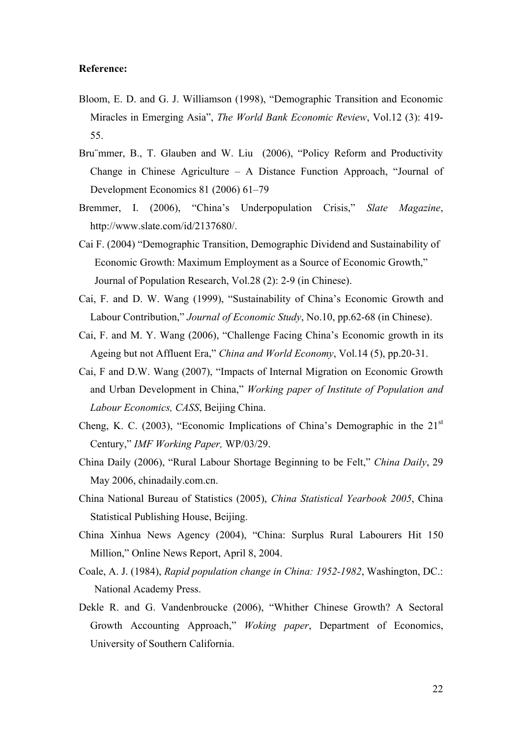**Reference:**

Bloom, E. D. and G. J. Williamson (1998), "Demographic Transition and Economic Miracles in Emerging Asia", *The World Bank Economic Review*, Vol.12 (3): 419-55.

Bru¨mmer, B., T. Glauben and W. Liu (2006), "Policy Reform and Productivity Change in Chinese Agriculture – A Distance Function Approach, "Journal of Development Economics 81 (2006) 61–79

Bremmer, I. (2006), "China's Underpopulation Crisis," *Slate Magazine*, http://www.slate.com/id/2137680/.

Cai F. (2004) "Demographic Transition, Demographic Dividend and Sustainability of Economic Growth: Maximum Employment as a Source of Economic Growth," Journal of Population Research, Vol.28 (2): 2-9 (in Chinese).

Cai, F. and D. W. Wang (1999), "Sustainability of China's Economic Growth and Labour Contribution," *Journal of Economic Study*, No.10, pp.62-68 (in Chinese).

Cai, F. and M. Y. Wang (2006), "Challenge Facing China's Economic growth in its Ageing but not Affluent Era," *China and World Economy*, Vol.14 (5), pp.20-31.

Cai, F and D.W. Wang (2007), "Impacts of Internal Migration on Economic Growth and Urban Development in China," *Working paper of Institute of Population and Labour Economics, CASS*, Beijing China.

Cheng, K. C. (2003), "Economic Implications of China's Demographic in the 21st Century," *IMF Working Paper,* WP/03/29.

China Daily (2006), "Rural Labour Shortage Beginning to be Felt," *China Daily*, 29 May 2006, chinadaily.com.cn.

China National Bureau of Statistics (2005), *China Statistical Yearbook 2005*, China Statistical Publishing House, Beijing.

China Xinhua News Agency (2004), "China: Surplus Rural Labourers Hit 150 Million," Online News Report, April 8, 2004.

Coale, A. J. (1984), *Rapid population change in China: 1952-1982*, Washington, DC.: National Academy Press.

Dekle R. and G. Vandenbroucke (2006), "Whither Chinese Growth? A Sectoral Growth Accounting Approach," *Woking paper*, Department of Economics, University of Southern California.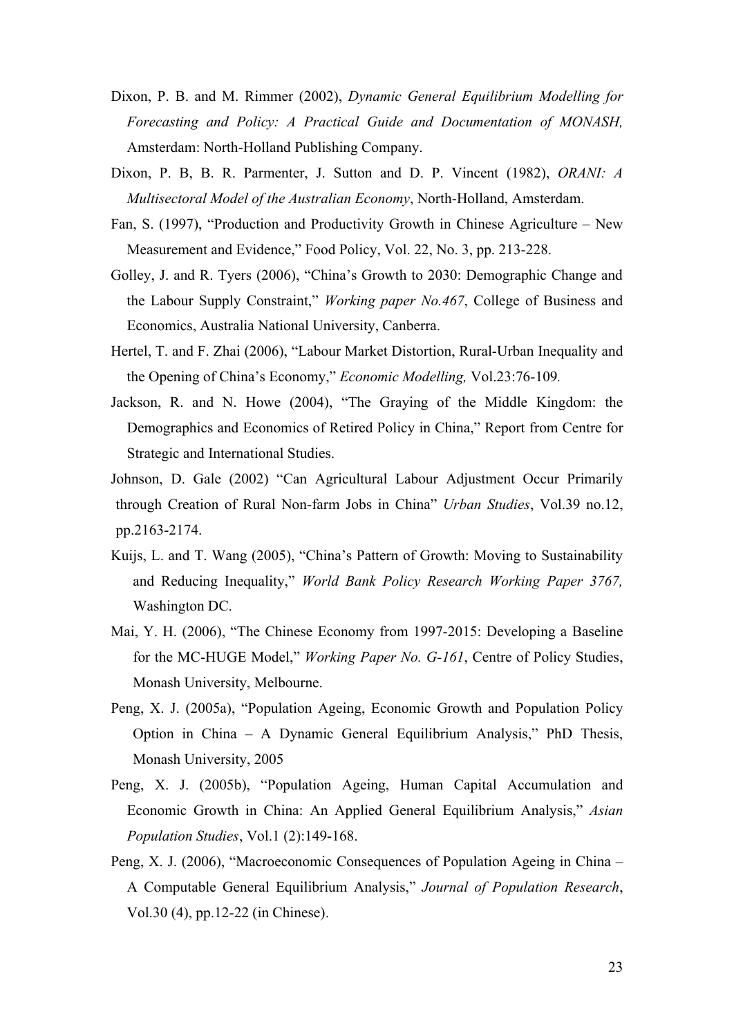Dixon, P. B. and M. Rimmer (2002), *Dynamic General Equilibrium Modelling for Forecasting and Policy: A Practical Guide and Documentation of MONASH,* Amsterdam: North-Holland Publishing Company.

Dixon, P. B, B. R. Parmenter, J. Sutton and D. P. Vincent (1982), *ORANI: A Multisectoral Model of the Australian Economy*, North-Holland, Amsterdam.

Fan, S. (1997), "Production and Productivity Growth in Chinese Agriculture – New Measurement and Evidence," Food Policy, Vol. 22, No. 3, pp. 213-228.

Golley, J. and R. Tyers (2006), "China's Growth to 2030: Demographic Change and the Labour Supply Constraint," *Working paper No.467*, College of Business and Economics, Australia National University, Canberra.

Hertel, T. and F. Zhai (2006), "Labour Market Distortion, Rural-Urban Inequality and the Opening of China's Economy," *Economic Modelling,* Vol.23:76-109*.*

Jackson, R. and N. Howe (2004), "The Graying of the Middle Kingdom: the Demographics and Economics of Retired Policy in China," Report from Centre for Strategic and International Studies.

Johnson, D. Gale (2002) "Can Agricultural Labour Adjustment Occur Primarily through Creation of Rural Non-farm Jobs in China" *Urban Studies*, Vol.39 no.12, pp.2163-2174.

Kuijs, L. and T. Wang (2005), "China's Pattern of Growth: Moving to Sustainability and Reducing Inequality," *World Bank Policy Research Working Paper 3767,* Washington DC.

Mai, Y. H. (2006), "The Chinese Economy from 1997-2015: Developing a Baseline for the MC-HUGE Model," *Working Paper No. G-161*, Centre of Policy Studies, Monash University, Melbourne.

Peng, X. J. (2005a), "Population Ageing, Economic Growth and Population Policy Option in China – A Dynamic General Equilibrium Analysis," PhD Thesis, Monash University, 2005

Peng, X. J. (2005b), "Population Ageing, Human Capital Accumulation and Economic Growth in China: An Applied General Equilibrium Analysis," *Asian Population Studies*, Vol.1 (2):149-168.

Peng, X. J. (2006), "Macroeconomic Consequences of Population Ageing in China – A Computable General Equilibrium Analysis," *Journal of Population Research*, Vol.30 (4), pp.12-22 (in Chinese).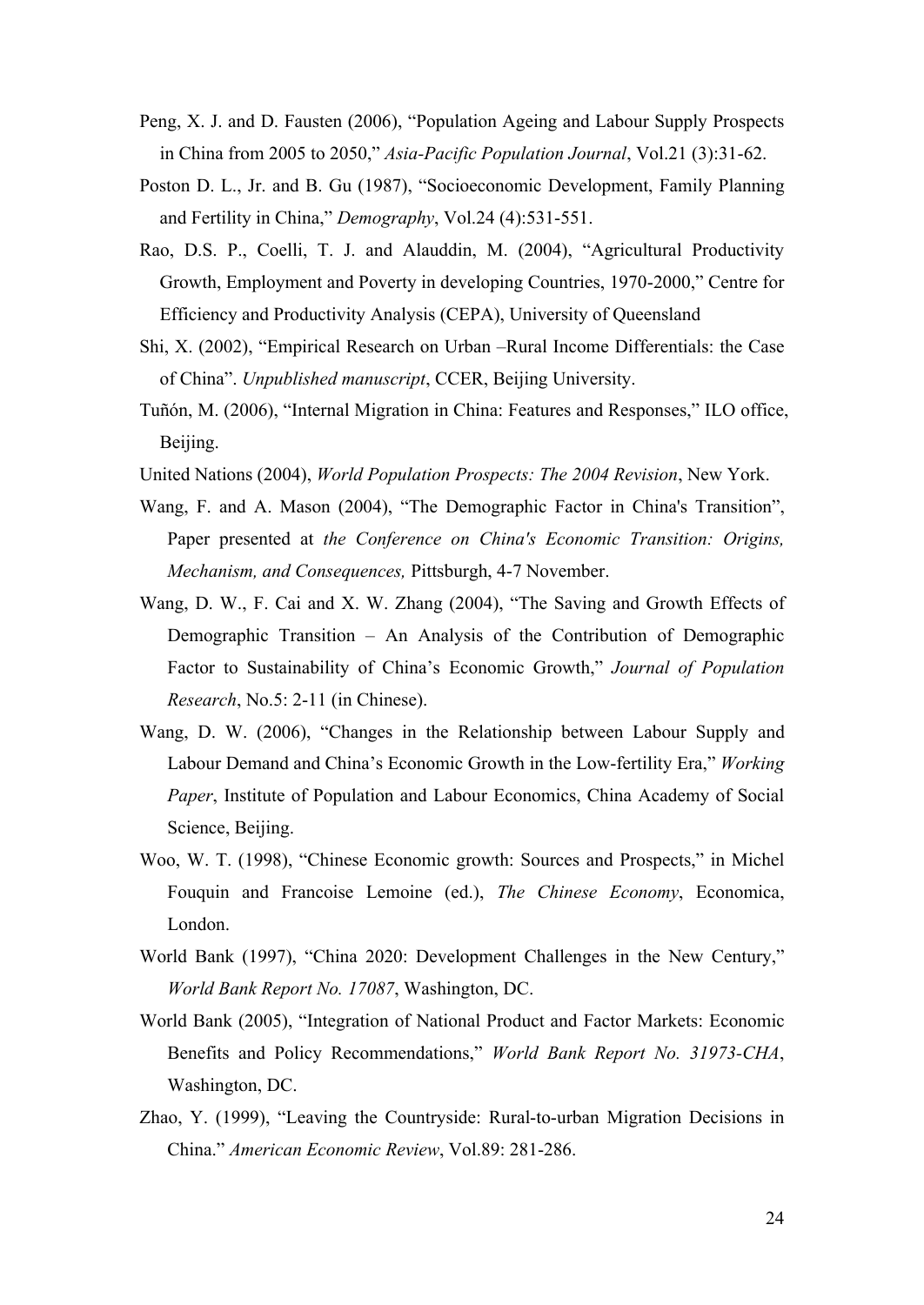Peng, X. J. and D. Fausten (2006), "Population Ageing and Labour Supply Prospects in China from 2005 to 2050," *Asia-Pacific Population Journal*, Vol.21 (3):31-62.

Poston D. L., Jr. and B. Gu (1987), "Socioeconomic Development, Family Planning and Fertility in China," *Demography*, Vol.24 (4):531-551.

Rao, D.S. P., Coelli, T. J. and Alauddin, M. (2004), "Agricultural Productivity Growth, Employment and Poverty in developing Countries, 1970-2000," Centre for Efficiency and Productivity Analysis (CEPA), University of Queensland

Shi, X. (2002), "Empirical Research on Urban –Rural Income Differentials: the Case of China". *Unpublished manuscript*, CCER, Beijing University.

Tuñón, M. (2006), "Internal Migration in China: Features and Responses," ILO office, Beijing.

United Nations (2004), *World Population Prospects: The 2004 Revision*, New York.

Wang, F. and A. Mason (2004), "The Demographic Factor in China's Transition", Paper presented at *the Conference on China's Economic Transition: Origins, Mechanism, and Consequences,* Pittsburgh, 4-7 November.

Wang, D. W., F. Cai and X. W. Zhang (2004), "The Saving and Growth Effects of Demographic Transition – An Analysis of the Contribution of Demographic Factor to Sustainability of China's Economic Growth," *Journal of Population Research*, No.5: 2-11 (in Chinese).

Wang, D. W. (2006), "Changes in the Relationship between Labour Supply and Labour Demand and China's Economic Growth in the Low-fertility Era," *Working Paper*, Institute of Population and Labour Economics, China Academy of Social Science, Beijing.

Woo, W. T. (1998), "Chinese Economic growth: Sources and Prospects," in Michel Fouquin and Francoise Lemoine (ed.), *The Chinese Economy*, Economica, London.

World Bank (1997), "China 2020: Development Challenges in the New Century," *World Bank Report No. 17087*, Washington, DC.

World Bank (2005), "Integration of National Product and Factor Markets: Economic Benefits and Policy Recommendations," *World Bank Report No. 31973-CHA*, Washington, DC.

Zhao, Y. (1999), "Leaving the Countryside: Rural-to-urban Migration Decisions in China." *American Economic Review*, Vol.89: 281-286.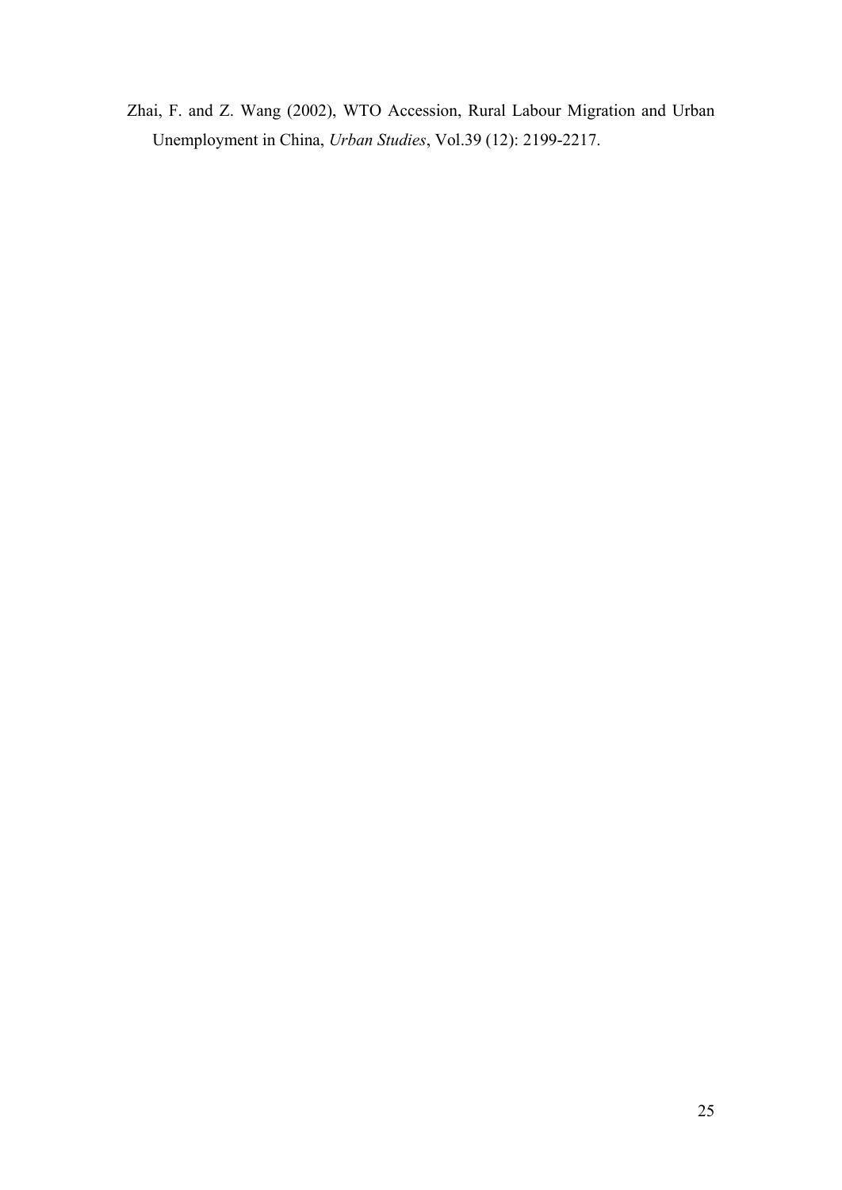Zhai, F. and Z. Wang (2002), WTO Accession, Rural Labour Migration and Urban Unemployment in China, *Urban Studies*, Vol.39 (12): 2199-2217.